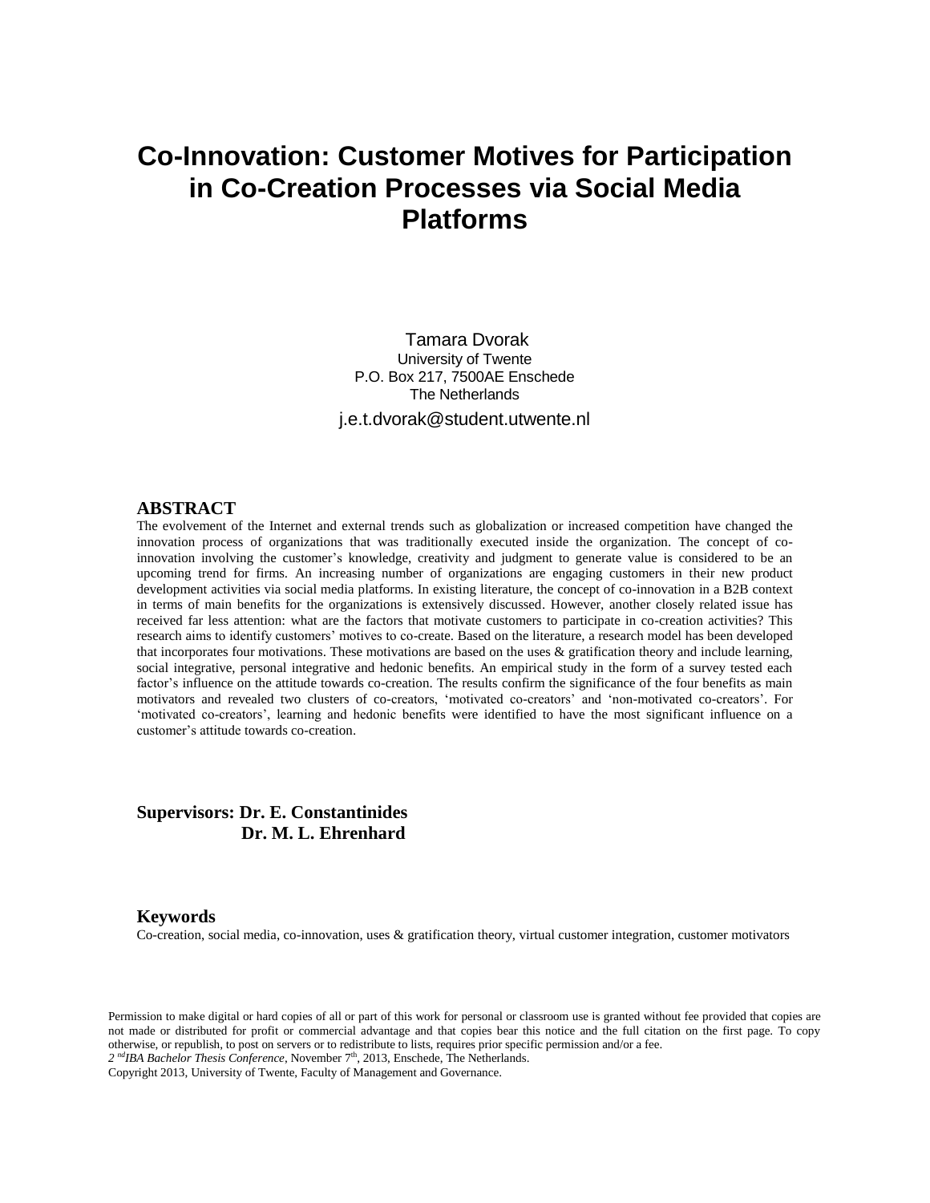# Co-Innovation: Customer Motives for Participation in Co-Creation Processes via Social Media Platforms

Tamara Dvorak
University of Twente
P.O. Box 217, 7500AE Enschede
The Netherlands

j.e.t.dvorak@student.utwente.nl

## ABSTRACT

The evolvement of the Internet and external trends such as globalization or increased competition have changed the innovation process of organizations that was traditionally executed inside the organization. The concept of co-innovation involving the customer's knowledge, creativity and judgment to generate value is considered to be an upcoming trend for firms. An increasing number of organizations are engaging customers in their new product development activities via social media platforms. In existing literature, the concept of co-innovation in a B2B context in terms of main benefits for the organizations is extensively discussed. However, another closely related issue has received far less attention: what are the factors that motivate customers to participate in co-creation activities? This research aims to identify customers' motives to co-create. Based on the literature, a research model has been developed that incorporates four motivations. These motivations are based on the uses & gratification theory and include learning, social integrative, personal integrative and hedonic benefits. An empirical study in the form of a survey tested each factor's influence on the attitude towards co-creation. The results confirm the significance of the four benefits as main motivators and revealed two clusters of co-creators, 'motivated co-creators' and 'non-motivated co-creators'. For 'motivated co-creators', learning and hedonic benefits were identified to have the most significant influence on a customer's attitude towards co-creation.

**Supervisors: Dr. E. Constantinides**
**Dr. M. L. Ehrenhard**

## Keywords

Co-creation, social media, co-innovation, uses & gratification theory, virtual customer integration, customer motivators

Permission to make digital or hard copies of all or part of this work for personal or classroom use is granted without fee provided that copies are not made or distributed for profit or commercial advantage and that copies bear this notice and the full citation on the first page. To copy otherwise, or republish, to post on servers or to redistribute to lists, requires prior specific permission and/or a fee.
*2[nd] IBA Bachelor Thesis Conference*, November 7[th], 2013, Enschede, The Netherlands.
Copyright 2013, University of Twente, Faculty of Management and Governance.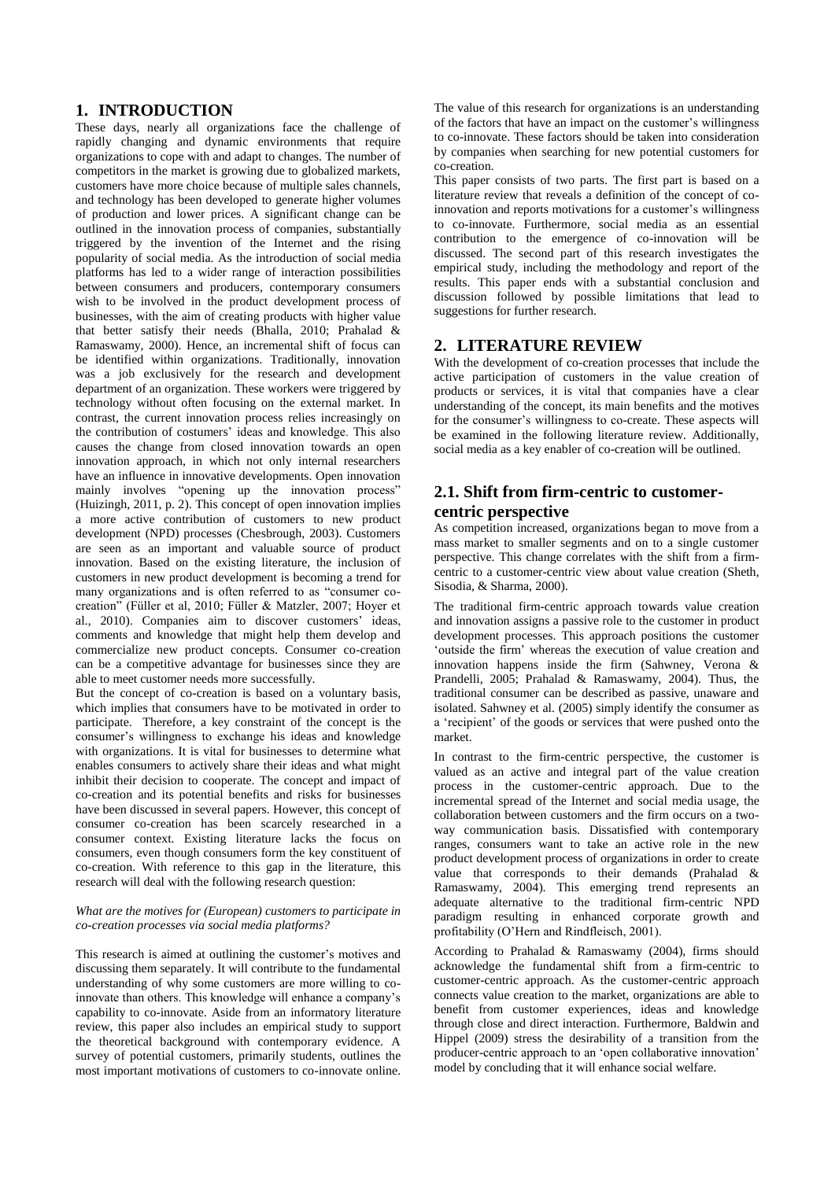## 1. INTRODUCTION

These days, nearly all organizations face the challenge of rapidly changing and dynamic environments that require organizations to cope with and adapt to changes. The number of competitors in the market is growing due to globalized markets, customers have more choice because of multiple sales channels, and technology has been developed to generate higher volumes of production and lower prices. A significant change can be outlined in the innovation process of companies, substantially triggered by the invention of the Internet and the rising popularity of social media. As the introduction of social media platforms has led to a wider range of interaction possibilities between consumers and producers, contemporary consumers wish to be involved in the product development process of businesses, with the aim of creating products with higher value that better satisfy their needs (Bhalla, 2010; Prahalad & Ramaswamy, 2000). Hence, an incremental shift of focus can be identified within organizations. Traditionally, innovation was a job exclusively for the research and development department of an organization. These workers were triggered by technology without often focusing on the external market. In contrast, the current innovation process relies increasingly on the contribution of costumers' ideas and knowledge. This also causes the change from closed innovation towards an open innovation approach, in which not only internal researchers have an influence in innovative developments. Open innovation mainly involves "opening up the innovation process" (Huizingh, 2011, p. 2). This concept of open innovation implies a more active contribution of customers to new product development (NPD) processes (Chesbrough, 2003). Customers are seen as an important and valuable source of product innovation. Based on the existing literature, the inclusion of customers in new product development is becoming a trend for many organizations and is often referred to as "consumer co-creation" (Füller et al, 2010; Füller & Matzler, 2007; Hoyer et al., 2010). Companies aim to discover customers' ideas, comments and knowledge that might help them develop and commercialize new product concepts. Consumer co-creation can be a competitive advantage for businesses since they are able to meet customer needs more successfully.

But the concept of co-creation is based on a voluntary basis, which implies that consumers have to be motivated in order to participate. Therefore, a key constraint of the concept is the consumer's willingness to exchange his ideas and knowledge with organizations. It is vital for businesses to determine what enables consumers to actively share their ideas and what might inhibit their decision to cooperate. The concept and impact of co-creation and its potential benefits and risks for businesses have been discussed in several papers. However, this concept of consumer co-creation has been scarcely researched in a consumer context. Existing literature lacks the focus on consumers, even though consumers form the key constituent of co-creation. With reference to this gap in the literature, this research will deal with the following research question:

*What are the motives for (European) customers to participate in co-creation processes via social media platforms?*

This research is aimed at outlining the customer's motives and discussing them separately. It will contribute to the fundamental understanding of why some customers are more willing to co-innovate than others. This knowledge will enhance a company's capability to co-innovate. Aside from an informatory literature review, this paper also includes an empirical study to support the theoretical background with contemporary evidence. A survey of potential customers, primarily students, outlines the most important motivations of customers to co-innovate online. The value of this research for organizations is an understanding of the factors that have an impact on the customer's willingness to co-innovate. These factors should be taken into consideration by companies when searching for new potential customers for co-creation.

This paper consists of two parts. The first part is based on a literature review that reveals a definition of the concept of co-innovation and reports motivations for a customer's willingness to co-innovate. Furthermore, social media as an essential contribution to the emergence of co-innovation will be discussed. The second part of this research investigates the empirical study, including the methodology and report of the results. This paper ends with a substantial conclusion and discussion followed by possible limitations that lead to suggestions for further research.

## 2. LITERATURE REVIEW

With the development of co-creation processes that include the active participation of customers in the value creation of products or services, it is vital that companies have a clear understanding of the concept, its main benefits and the motives for the consumer's willingness to co-create. These aspects will be examined in the following literature review. Additionally, social media as a key enabler of co-creation will be outlined.

### 2.1. Shift from firm-centric to customer-centric perspective

As competition increased, organizations began to move from a mass market to smaller segments and on to a single customer perspective. This change correlates with the shift from a firm-centric to a customer-centric view about value creation (Sheth, Sisodia, & Sharma, 2000).

The traditional firm-centric approach towards value creation and innovation assigns a passive role to the customer in product development processes. This approach positions the customer 'outside the firm' whereas the execution of value creation and innovation happens inside the firm (Sahwney, Verona & Prandelli, 2005; Prahalad & Ramaswamy, 2004). Thus, the traditional consumer can be described as passive, unaware and isolated. Sahwney et al. (2005) simply identify the consumer as a 'recipient' of the goods or services that were pushed onto the market.

In contrast to the firm-centric perspective, the customer is valued as an active and integral part of the value creation process in the customer-centric approach. Due to the incremental spread of the Internet and social media usage, the collaboration between customers and the firm occurs on a two-way communication basis. Dissatisfied with contemporary ranges, consumers want to take an active role in the new product development process of organizations in order to create value that corresponds to their demands (Prahalad & Ramaswamy, 2004). This emerging trend represents an adequate alternative to the traditional firm-centric NPD paradigm resulting in enhanced corporate growth and profitability (O'Hern and Rindfleisch, 2001).

According to Prahalad & Ramaswamy (2004), firms should acknowledge the fundamental shift from a firm-centric to customer-centric approach. As the customer-centric approach connects value creation to the market, organizations are able to benefit from customer experiences, ideas and knowledge through close and direct interaction. Furthermore, Baldwin and Hippel (2009) stress the desirability of a transition from the producer-centric approach to an 'open collaborative innovation' model by concluding that it will enhance social welfare.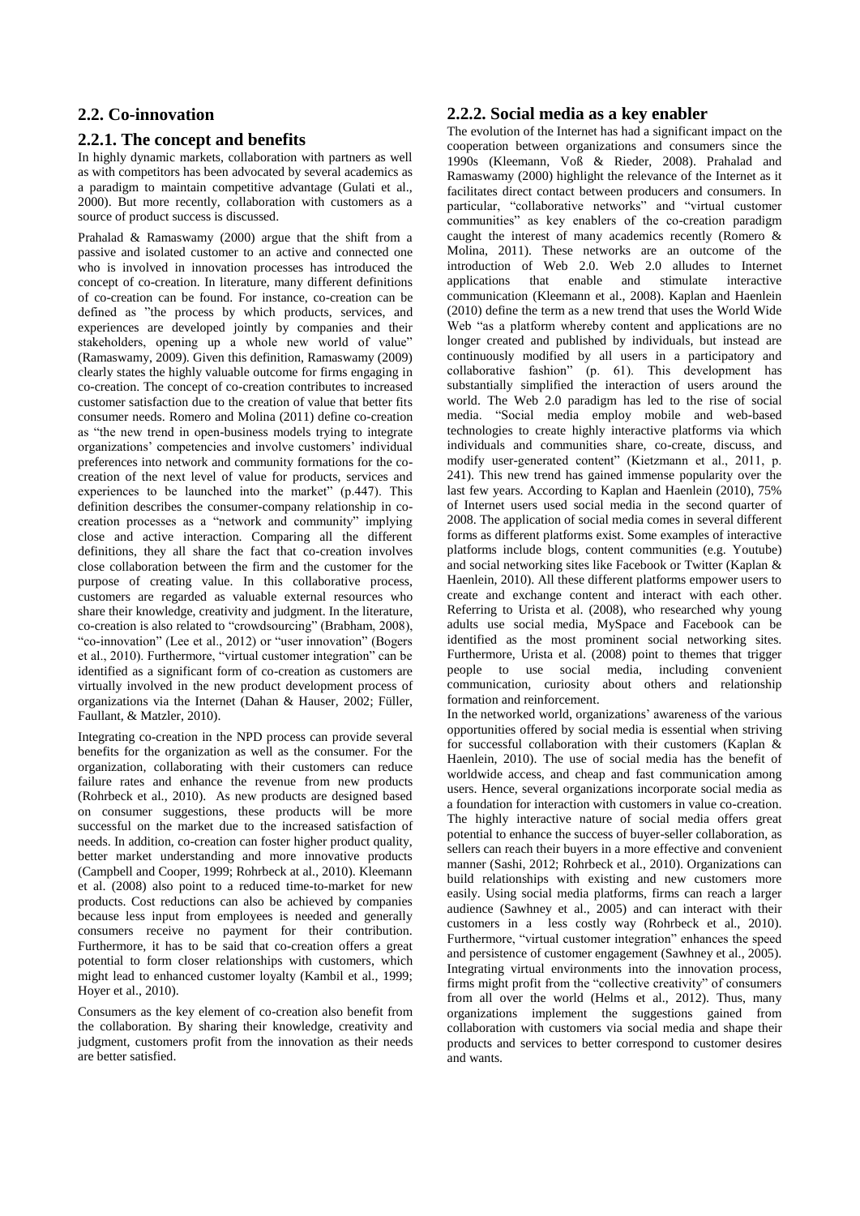## 2.2. Co-innovation

### 2.2.1. The concept and benefits

In highly dynamic markets, collaboration with partners as well as with competitors has been advocated by several academics as a paradigm to maintain competitive advantage (Gulati et al., 2000). But more recently, collaboration with customers as a source of product success is discussed.

Prahalad & Ramaswamy (2000) argue that the shift from a passive and isolated customer to an active and connected one who is involved in innovation processes has introduced the concept of co-creation. In literature, many different definitions of co-creation can be found. For instance, co-creation can be defined as "the process by which products, services, and experiences are developed jointly by companies and their stakeholders, opening up a whole new world of value" (Ramaswamy, 2009). Given this definition, Ramaswamy (2009) clearly states the highly valuable outcome for firms engaging in co-creation. The concept of co-creation contributes to increased customer satisfaction due to the creation of value that better fits consumer needs. Romero and Molina (2011) define co-creation as "the new trend in open-business models trying to integrate organizations' competencies and involve customers' individual preferences into network and community formations for the co-creation of the next level of value for products, services and experiences to be launched into the market" (p.447). This definition describes the consumer-company relationship in co-creation processes as a "network and community" implying close and active interaction. Comparing all the different definitions, they all share the fact that co-creation involves close collaboration between the firm and the customer for the purpose of creating value. In this collaborative process, customers are regarded as valuable external resources which share their knowledge, creativity and judgment. In the literature, co-creation is also related to "crowdsourcing" (Brabham, 2008), "co-innovation" (Lee et al., 2012) or "user innovation" (Bogers et al., 2010). Furthermore, "virtual customer integration" can be identified as a significant form of co-creation as customers are virtually involved in the new product development process of organizations via the Internet (Dahan & Hauser, 2002; Füller, Faullant, & Matzler, 2010).

Integrating co-creation in the NPD process can provide several benefits for the organization as well as the consumer. For the organization, collaborating with their customers can reduce failure rates and enhance the revenue from new products (Rohrbeck et al., 2010). As new products are designed based on consumer suggestions, these products will be more successful on the market due to the increased satisfaction of needs. In addition, co-creation can foster higher product quality, better market understanding and more innovative products (Campbell and Cooper, 1999; Rohrbeck at al., 2010). Kleemann et al. (2008) also point to a reduced time-to-market for new products. Cost reductions can also be achieved by companies because less input from employees is needed and generally consumers receive no payment for their contribution. Furthermore, it has to be said that co-creation offers a great potential to form closer relationships with customers, which might lead to enhanced customer loyalty (Kambil et al., 1999; Hoyer et al., 2010).

Consumers as the key element of co-creation also benefit from the collaboration. By sharing their knowledge, creativity and judgment, customers profit from the innovation as their needs are better satisfied.

### 2.2.2. Social media as a key enabler

The evolution of the Internet has had a significant impact on the cooperation between organizations and consumers since the 1990s (Kleemann, Voß & Rieder, 2008). Prahalad and Ramaswamy (2000) highlight the relevance of the Internet as it facilitates direct contact between producers and consumers. In particular, "collaborative networks" and "virtual customer communities" as key enablers of the co-creation paradigm caught the interest of many academics recently (Romero & Molina, 2011). These networks are an outcome of the introduction of Web 2.0. Web 2.0 alludes to Internet applications that enable and stimulate interactive communication (Kleemann et al., 2008). Kaplan and Haenlein (2010) define the term as a new trend that uses the World Wide Web "as a platform whereby content and applications are no longer created and published by individuals, but instead are continuously modified by all users in a participatory and collaborative fashion" (p. 61). This development has substantially simplified the interaction of users around the world. The Web 2.0 paradigm has led to the rise of social media. "Social media employ mobile and web-based technologies to create highly interactive platforms via which individuals and communities share, co-create, discuss, and modify user-generated content" (Kietzmann et al., 2011, p. 241). This new trend has gained immense popularity over the last few years. According to Kaplan and Haenlein (2010), 75% of Internet users used social media in the second quarter of 2008. The application of social media comes in several different forms as different platforms exist. Some examples of interactive platforms include blogs, content communities (e.g. Youtube) and social networking sites like Facebook or Twitter (Kaplan & Haenlein, 2010). All these different platforms empower users to create and exchange content and interact with each other. Referring to Urista et al. (2008), who researched why young adults use social media, MySpace and Facebook can be identified as the most prominent social networking sites. Furthermore, Urista et al. (2008) point to themes that trigger people to use social media, including convenient communication, curiosity about others and relationship formation and reinforcement.

In the networked world, organizations' awareness of the various opportunities offered by social media is essential when striving for successful collaboration with their customers (Kaplan & Haenlein, 2010). The use of social media has the benefit of worldwide access, and cheap and fast communication among users. Hence, several organizations incorporate social media as a foundation for interaction with customers in value co-creation. The highly interactive nature of social media offers great potential to enhance the success of buyer-seller collaboration, as sellers can reach their buyers in a more effective and convenient manner (Sashi, 2012; Rohrbeck et al., 2010). Organizations can build relationships with existing and new customers more easily. Using social media platforms, firms can reach a larger audience (Sawhney et al., 2005) and can interact with their customers in a less costly way (Rohrbeck et al., 2010). Furthermore, "virtual customer integration" enhances the speed and persistence of customer engagement (Sawhney et al., 2005). Integrating virtual environments into the innovation process, firms might profit from the "collective creativity" of consumers from all over the world (Helms et al., 2012). Thus, many organizations implement the suggestions gained from collaboration with customers via social media and shape their products and services to better correspond to customer desires and wants.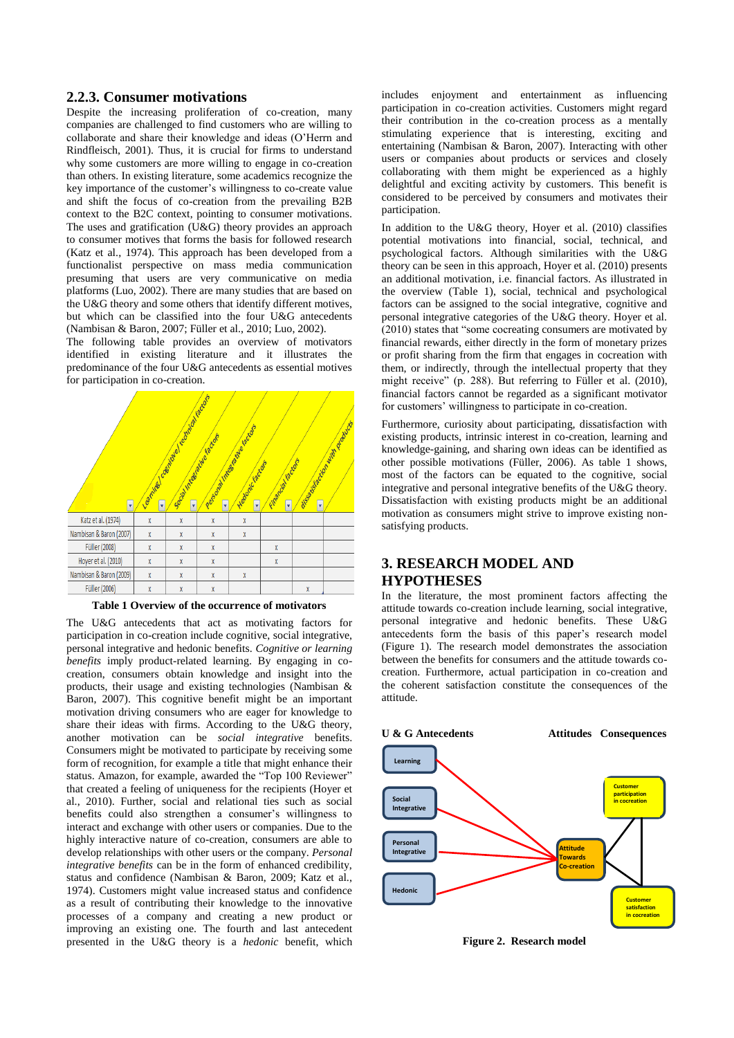### 2.2.3. Consumer motivations

Despite the increasing proliferation of co-creation, many companies are challenged to find customers who are willing to collaborate and share their knowledge and ideas (O'Herrn and Rindfleisch, 2001). Thus, it is crucial for firms to understand why some customers are more willing to engage in co-creation than others. In existing literature, some academics recognize the key importance of the customer's willingness to co-create value and shift the focus of co-creation from the prevailing B2B context to the B2C context, pointing to consumer motivations. The uses and gratification (U&G) theory provides an approach to consumer motives that forms the basis for followed research (Katz et al., 1974). This approach has been developed from a functionalist perspective on mass media communication presuming that users are very communicative on media platforms (Luo, 2002). There are many studies that are based on the U&G theory and some others that identify different motives, but which can be classified into the four U&G antecedents (Nambisan & Baron, 2007; Füller et al., 2010; Luo, 2002).

The following table provides an overview of motivators identified in existing literature and it illustrates the predominance of the four U&G antecedents as essential motives for participation in co-creation.

| | Learning/ cognitive/ technical factors | Social Integrative factors | Personal Integrative factors | Hedonic factors | Financial factors | dissatisfaction with products |
|---|---|---|---|---|---|---|
| Katz et al. (1974) | x | x | x | x | | |
| Nambisan & Baron (2007) | x | x | x | x | | |
| Füller (2008) | x | x | x | | x | |
| Hoyer et al. (2010) | x | x | x | | x | |
| Nambisan & Baron (2009) | x | x | x | x | | |
| Füller (2006) | x | x | x | | | x |

**Table 1 Overview of the occurrence of motivators**

The U&G antecedents that act as motivating factors for participation in co-creation include cognitive, social integrative, personal integrative and hedonic benefits. *Cognitive or learning benefits* imply product-related learning. By engaging in co-creation, consumers obtain knowledge and insight into the products, their usage and existing technologies (Nambisan & Baron, 2007). This cognitive benefit might be an important motivation driving consumers who are eager for knowledge to share their ideas with firms. According to the U&G theory, another motivation can be *social integrative* benefits. Consumers might be motivated to participate by receiving some form of recognition, for example a title that might enhance their status. Amazon, for example, awarded the "Top 100 Reviewer" that created a feeling of uniqueness for the recipients (Hoyer et al., 2010). Further, social and relational ties such as social benefits could also strengthen a consumer's willingness to interact and exchange with other users or companies. Due to the highly interactive nature of co-creation, consumers are able to develop relationships with other users or the company. *Personal integrative benefits* can be in the form of enhanced credibility, status and confidence (Nambisan & Baron, 2009; Katz et al., 1974). Customers might value increased status and confidence as a result of contributing their knowledge to the innovative processes of a company and creating a new product or improving an existing one. The fourth and last antecedent presented in the U&G theory is a *hedonic* benefit, which includes enjoyment and entertainment as influencing participation in co-creation activities. Customers might regard their contribution in the co-creation process as a mentally stimulating experience that is interesting, exciting and entertaining (Nambisan & Baron, 2007). Interacting with other users or companies about products or services and closely collaborating with them might be experienced as a highly delightful and exciting activity by customers. This benefit is considered to be perceived by consumers and motivates their participation.

In addition to the U&G theory, Hoyer et al. (2010) classifies potential motivations into financial, social, technical, and psychological factors. Although similarities with the U&G theory can be seen in this approach, Hoyer et al. (2010) presents an additional motivation, i.e. financial factors. As illustrated in the overview (Table 1), social, technical and psychological factors can be assigned to the social integrative, cognitive and personal integrative categories of the U&G theory. Hoyer et al. (2010) states that "some cocreating consumers are motivated by financial rewards, either directly in the form of monetary prizes or profit sharing from the firm that engages in cocreation with them, or indirectly, through the intellectual property that they might receive" (p. 288). But referring to Füller et al. (2010), financial factors cannot be regarded as a significant motivator for customers' willingness to participate in co-creation.

Furthermore, curiosity about participating, dissatisfaction with existing products, intrinsic interest in co-creation, learning and knowledge-gaining, and sharing own ideas can be identified as other possible motivations (Füller, 2006). As table 1 shows, most of the factors can be equated to the cognitive, social integrative and personal integrative benefits of the U&G theory. Dissatisfaction with existing products might be an additional motivation as consumers might strive to improve existing non-satisfying products.

## 3. RESEARCH MODEL AND HYPOTHESES

In the literature, the most prominent factors affecting the attitude towards co-creation include learning, social integrative, personal integrative and hedonic benefits. These U&G antecedents form the basis of this paper's research model (Figure 1). The research model demonstrates the association between the benefits for consumers and the attitude towards co-creation. Furthermore, actual participation in co-creation and the coherent satisfaction constitute the consequences of the attitude.

**U & G Antecedents** **Attitudes** **Consequences**

Learning; Social Integrative; Personal Integrative; Hedonic → Attitude Towards Co-creation → Customer participation in cocreation; Customer satisfaction in cocreation

**Figure 2. Research model**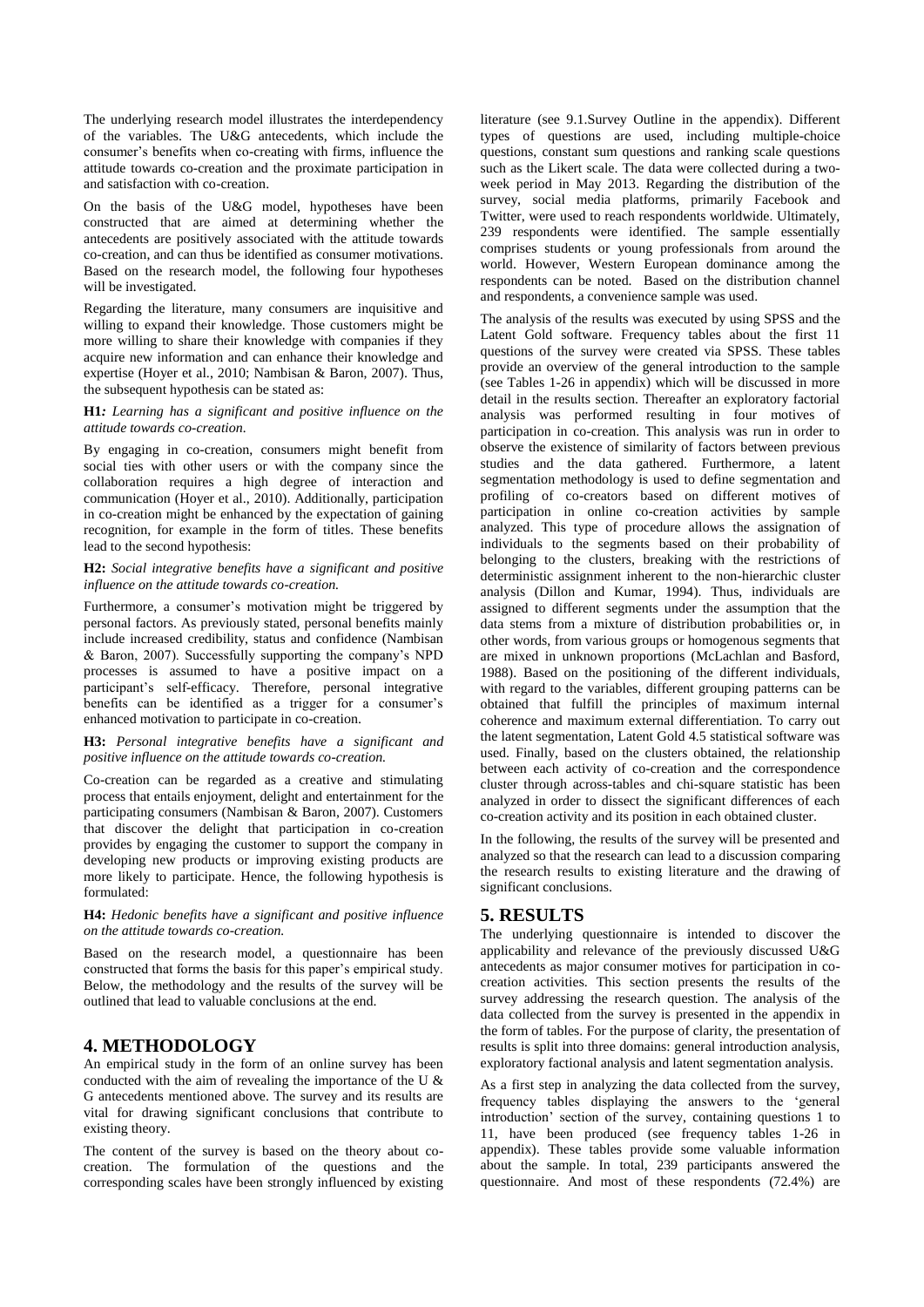The underlying research model illustrates the interdependency of the variables. The U&G antecedents, which include the consumer's benefits when co-creating with firms, influence the attitude towards co-creation and the proximate participation in and satisfaction with co-creation.

On the basis of the U&G model, hypotheses have been constructed that are aimed at determining whether the antecedents are positively associated with the attitude towards co-creation, and can thus be identified as consumer motivations. Based on the research model, the following four hypotheses will be investigated.

Regarding the literature, many consumers are inquisitive and willing to expand their knowledge. Those customers might be more willing to share their knowledge with companies if they acquire new information and can enhance their knowledge and expertise (Hoyer et al., 2010; Nambisan & Baron, 2007). Thus, the subsequent hypothesis can be stated as:

**H1***: Learning has a significant and positive influence on the attitude towards co-creation.*

By engaging in co-creation, consumers might benefit from social ties with other users or with the company since the collaboration requires a high degree of interaction and communication (Hoyer et al., 2010). Additionally, participation in co-creation might be enhanced by the expectation of gaining recognition, for example in the form of titles. These benefits lead to the second hypothesis:

**H2:** *Social integrative benefits have a significant and positive influence on the attitude towards co-creation.*

Furthermore, a consumer's motivation might be triggered by personal factors. As previously stated, personal benefits mainly include increased credibility, status and confidence (Nambisan & Baron, 2007). Successfully supporting the company's NPD processes is assumed to have a positive impact on a participant's self-efficacy. Therefore, personal integrative benefits can be identified as a trigger for a consumer's enhanced motivation to participate in co-creation.

**H3:** *Personal integrative benefits have a significant and positive influence on the attitude towards co-creation.*

Co-creation can be regarded as a creative and stimulating process that entails enjoyment, delight and entertainment for the participating consumers (Nambisan & Baron, 2007). Customers that discover the delight that participation in co-creation provides by engaging the customer to support the company in developing new products or improving existing products are more likely to participate. Hence, the following hypothesis is formulated:

**H4:** *Hedonic benefits have a significant and positive influence on the attitude towards co-creation.*

Based on the research model, a questionnaire has been constructed that forms the basis for this paper's empirical study. Below, the methodology and the results of the survey will be outlined that lead to valuable conclusions at the end.

# 4. METHODOLOGY

An empirical study in the form of an online survey has been conducted with the aim of revealing the importance of the U & G antecedents mentioned above. The survey and its results are vital for drawing significant conclusions that contribute to existing theory.

The content of the survey is based on the theory about co-creation. The formulation of the questions and the corresponding scales have been strongly influenced by existing literature (see 9.1.Survey Outline in the appendix). Different types of questions are used, including multiple-choice questions, constant sum questions and ranking scale questions such as the Likert scale. The data were collected during a two-week period in May 2013. Regarding the distribution of the survey, social media platforms, primarily Facebook and Twitter, were used to reach respondents worldwide. Ultimately, 239 respondents were identified. The sample essentially comprises students or young professionals from around the world. However, Western European dominance among the respondents can be noted. Based on the distribution channel and respondents, a convenience sample was used.

The analysis of the results was executed by using SPSS and the Latent Gold software. Frequency tables about the first 11 questions of the survey were created via SPSS. These tables provide an overview of the general introduction to the sample (see Tables 1-26 in appendix) which will be discussed in more detail in the results section. Thereafter an exploratory factorial analysis was performed resulting in four motives of participation in co-creation. This analysis was run in order to observe the existence of similarity of factors between previous studies and the data gathered. Furthermore, a latent segmentation methodology is used to define segmentation and profiling of co-creators based on different motives of participation in online co-creation activities by sample analyzed. This type of procedure allows the assignation of individuals to the segments based on their probability of belonging to the clusters, breaking with the restrictions of deterministic assignment inherent to the non-hierarchic cluster analysis (Dillon and Kumar, 1994). Thus, individuals are assigned to different segments under the assumption that the data stems from a mixture of distribution probabilities or, in other words, from various groups or homogenous segments that are mixed in unknown proportions (McLachlan and Basford, 1988). Based on the positioning of the different individuals, with regard to the variables, different grouping patterns can be obtained that fulfill the principles of maximum internal coherence and maximum external differentiation. To carry out the latent segmentation, Latent Gold 4.5 statistical software was used. Finally, based on the clusters obtained, the relationship between each activity of co-creation and the correspondence cluster through across-tables and chi-square statistic has been analyzed in order to dissect the significant differences of each co-creation activity and its position in each obtained cluster.

In the following, the results of the survey will be presented and analyzed so that the research can lead to a discussion comparing the research results to existing literature and the drawing of significant conclusions.

# 5. RESULTS

The underlying questionnaire is intended to discover the applicability and relevance of the previously discussed U&G antecedents as major consumer motives for participation in co-creation activities. This section presents the results of the survey addressing the research question. The analysis of the data collected from the survey is presented in the appendix in the form of tables. For the purpose of clarity, the presentation of results is split into three domains: general introduction analysis, exploratory factional analysis and latent segmentation analysis.

As a first step in analyzing the data collected from the survey, frequency tables displaying the answers to the 'general introduction' section of the survey, containing questions 1 to 11, have been produced (see frequency tables 1-26 in appendix). These tables provide some valuable information about the sample. In total, 239 participants answered the questionnaire. And most of these respondents (72.4%) are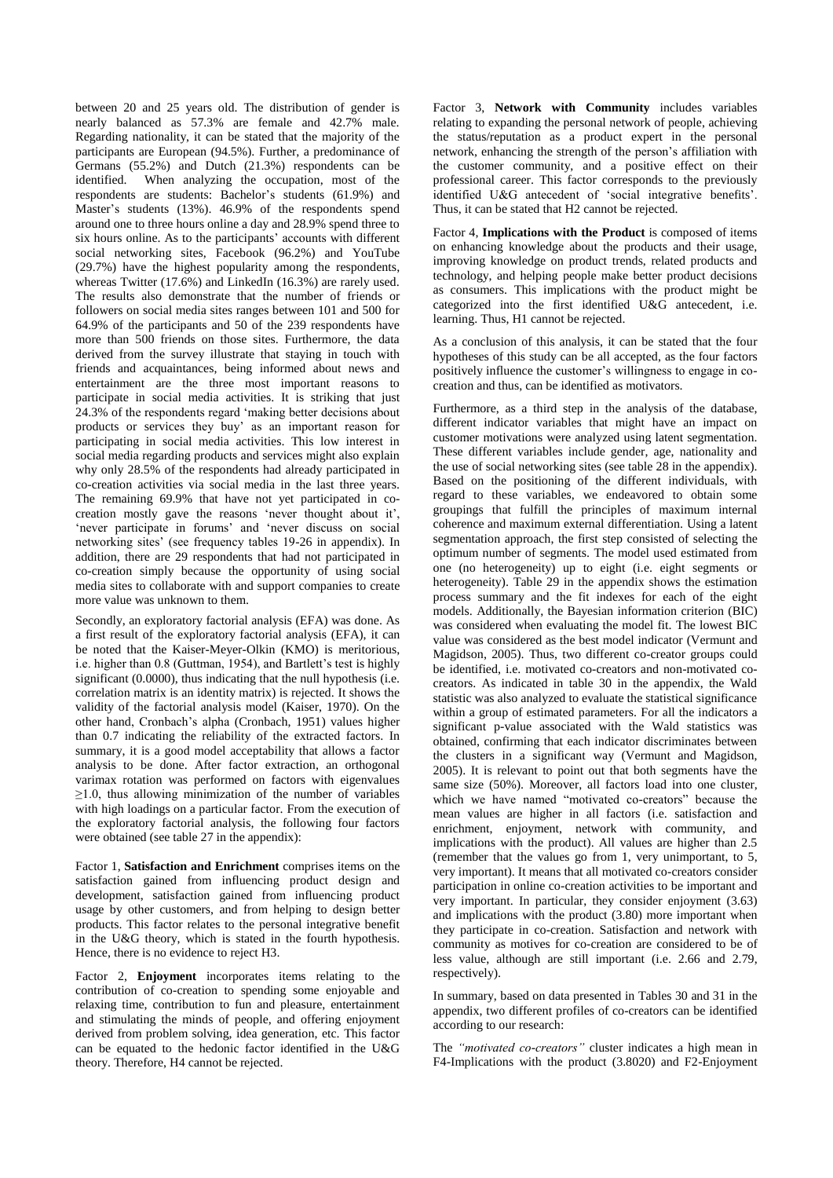between 20 and 25 years old. The distribution of gender is nearly balanced as 57.3% are female and 42.7% male. Regarding nationality, it can be stated that the majority of the participants are European (94.5%). Further, a predominance of Germans (55.2%) and Dutch (21.3%) respondents can be identified. When analyzing the occupation, most of the respondents are students: Bachelor's students (61.9%) and Master's students (13%). 46.9% of the respondents spend around one to three hours online a day and 28.9% spend three to six hours online. As to the participants' accounts with different social networking sites, Facebook (96.2%) and YouTube (29.7%) have the highest popularity among the respondents, whereas Twitter (17.6%) and LinkedIn (16.3%) are rarely used. The results also demonstrate that the number of friends or followers on social media sites ranges between 101 and 500 for 64.9% of the participants and 50 of the 239 respondents have more than 500 friends on those sites. Furthermore, the data derived from the survey illustrate that staying in touch with friends and acquaintances, being informed about news and entertainment are the three most important reasons to participate in social media activities. It is striking that just 24.3% of the respondents regard 'making better decisions about products or services they buy' as an important reason for participating in social media activities. This low interest in social media regarding products and services might also explain why only 28.5% of the respondents had already participated in co-creation activities via social media in the last three years. The remaining 69.9% that have not yet participated in co-creation mostly gave the reasons 'never thought about it', 'never participate in forums' and 'never discuss on social networking sites' (see frequency tables 19-26 in appendix). In addition, there are 29 respondents that had not participated in co-creation simply because the opportunity of using social media sites to collaborate with and support companies to create more value was unknown to them.

Secondly, an exploratory factorial analysis (EFA) was done. As a first result of the exploratory factorial analysis (EFA), it can be noted that the Kaiser-Meyer-Olkin (KMO) is meritorious, i.e. higher than 0.8 (Guttman, 1954), and Bartlett's test is highly significant (0.0000), thus indicating that the null hypothesis (i.e. correlation matrix is an identity matrix) is rejected. It shows the validity of the factorial analysis model (Kaiser, 1970). On the other hand, Cronbach's alpha (Cronbach, 1951) values higher than 0.7 indicating the reliability of the extracted factors. In summary, it is a good model acceptability that allows a factor analysis to be done. After factor extraction, an orthogonal varimax rotation was performed on factors with eigenvalues $\geq$1.0, thus allowing minimization of the number of variables with high loadings on a particular factor. From the execution of the exploratory factorial analysis, the following four factors were obtained (see table 27 in the appendix):

Factor 1, **Satisfaction and Enrichment** comprises items on the satisfaction gained from influencing product design and development, satisfaction gained from influencing product usage by other customers, and from helping to design better products. This factor relates to the personal integrative benefit in the U&G theory, which is stated in the fourth hypothesis. Hence, there is no evidence to reject H3.

Factor 2, **Enjoyment** incorporates items relating to the contribution of co-creation to spending some enjoyable and relaxing time, contribution to fun and pleasure, entertainment and stimulating the minds of people, and offering enjoyment derived from problem solving, idea generation, etc. This factor can be equated to the hedonic factor identified in the U&G theory. Therefore, H4 cannot be rejected.

Factor 3, **Network with Community** includes variables relating to expanding the personal network of people, achieving the status/reputation as a product expert in the personal network, enhancing the strength of the person's affiliation with the customer community, and a positive effect on their professional career. This factor corresponds to the previously identified U&G antecedent of 'social integrative benefits'. Thus, it can be stated that H2 cannot be rejected.

Factor 4, **Implications with the Product** is composed of items on enhancing knowledge about the products and their usage, improving knowledge on product trends, related products and technology, and helping people make better product decisions as consumers. This implications with the product might be categorized into the first identified U&G antecedent, i.e. learning. Thus, H1 cannot be rejected.

As a conclusion of this analysis, it can be stated that the four hypotheses of this study can be all accepted, as the four factors positively influence the customer's willingness to engage in co-creation and thus, can be identified as motivators.

Furthermore, as a third step in the analysis of the database, different indicator variables that might have an impact on customer motivations were analyzed using latent segmentation. These different variables include gender, age, nationality and the use of social networking sites (see table 28 in the appendix). Based on the positioning of the different individuals, with regard to these variables, we endeavored to obtain some groupings that fulfill the principles of maximum internal coherence and maximum external differentiation. Using a latent segmentation approach, the first step consisted of selecting the optimum number of segments. The model used estimated from one (no heterogeneity) up to eight (i.e. eight segments or heterogeneity). Table 29 in the appendix shows the estimation process summary and the fit indexes for each of the eight models. Additionally, the Bayesian information criterion (BIC) was considered when evaluating the model fit. The lowest BIC value was considered as the best model indicator (Vermunt and Magidson, 2005). Thus, two different co-creator groups could be identified, i.e. motivated co-creators and non-motivated co-creators. As indicated in table 30 in the appendix, the Wald statistic was also analyzed to evaluate the statistical significance within a group of estimated parameters. For all the indicators a significant p-value associated with the Wald statistics was obtained, confirming that each indicator discriminates between the clusters in a significant way (Vermunt and Magidson, 2005). It is relevant to point out that both segments have the same size (50%). Moreover, all factors load into one cluster, which we have named "motivated co-creators" because the mean values are higher in all factors (i.e. satisfaction and enrichment, enjoyment, network with community, and implications with the product). All values are higher than 2.5 (remember that the values go from 1, very unimportant, to 5, very important). It means that all motivated co-creators consider participation in online co-creation activities to be important and very important. In particular, they consider enjoyment (3.63) and implications with the product (3.80) more important when they participate in co-creation. Satisfaction and network with community as motives for co-creation are considered to be of less value, although are still important (i.e. 2.66 and 2.79, respectively).

In summary, based on data presented in Tables 30 and 31 in the appendix, two different profiles of co-creators can be identified according to our research:

The *"motivated co-creators"* cluster indicates a high mean in F4-Implications with the product (3.8020) and F2-Enjoyment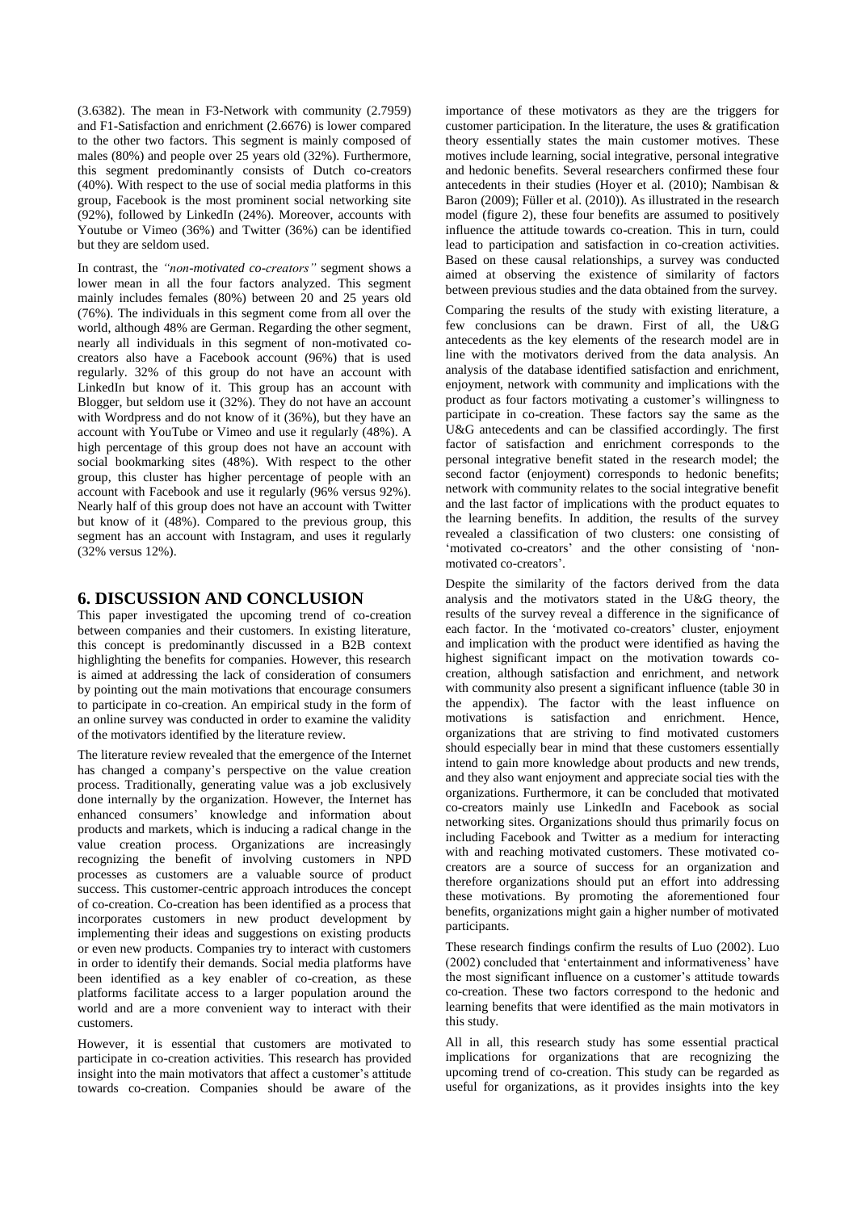(3.6382). The mean in F3-Network with community (2.7959) and F1-Satisfaction and enrichment (2.6676) is lower compared to the other two factors. This segment is mainly composed of males (80%) and people over 25 years old (32%). Furthermore, this segment predominantly consists of Dutch co-creators (40%). With respect to the use of social media platforms in this group, Facebook is the most prominent social networking site (92%), followed by LinkedIn (24%). Moreover, accounts with Youtube or Vimeo (36%) and Twitter (36%) can be identified but they are seldom used.

In contrast, the *"non-motivated co-creators"* segment shows a lower mean in all the four factors analyzed. This segment mainly includes females (80%) between 20 and 25 years old (76%). The individuals in this segment come from all over the world, although 48% are German. Regarding the other segment, nearly all individuals in this segment of non-motivated co-creators also have a Facebook account (96%) that is used regularly. 32% of this group do not have an account with LinkedIn but know of it. This group has an account with Blogger, but seldom use it (32%). They do not have an account with Wordpress and do not know of it (36%), but they have an account with YouTube or Vimeo and use it regularly (48%). A high percentage of this group does not have an account with social bookmarking sites (48%). With respect to the other group, this cluster has higher percentage of people with an account with Facebook and use it regularly (96% versus 92%). Nearly half of this group does not have an account with Twitter but know of it (48%). Compared to the previous group, this segment has an account with Instagram, and uses it regularly (32% versus 12%).

## 6. DISCUSSION AND CONCLUSION

This paper investigated the upcoming trend of co-creation between companies and their customers. In existing literature, this concept is predominantly discussed in a B2B context highlighting the benefits for companies. However, this research is aimed at addressing the lack of consideration of consumers by pointing out the main motivations that encourage consumers to participate in co-creation. An empirical study in the form of an online survey was conducted in order to examine the validity of the motivators identified by the literature review.

The literature review revealed that the emergence of the Internet has changed a company's perspective on the value creation process. Traditionally, generating value was a job exclusively done internally by the organization. However, the Internet has enhanced consumers' knowledge and information about products and markets, which is inducing a radical change in the value creation process. Organizations are increasingly recognizing the benefit of involving customers in NPD processes as customers are a valuable source of product success. This customer-centric approach introduces the concept of co-creation. Co-creation has been identified as a process that incorporates customers in new product development by implementing their ideas and suggestions on existing products or even new products. Companies try to interact with customers in order to identify their demands. Social media platforms have been identified as a key enabler of co-creation, as these platforms facilitate access to a larger population around the world and are a more convenient way to interact with their customers.

However, it is essential that customers are motivated to participate in co-creation activities. This research has provided insight into the main motivators that affect a customer's attitude towards co-creation. Companies should be aware of the importance of these motivators as they are the triggers for customer participation. In the literature, the uses & gratification theory essentially states the main customer motives. These motives include learning, social integrative, personal integrative and hedonic benefits. Several researchers confirmed these four antecedents in their studies (Hoyer et al. (2010); Nambisan & Baron (2009); Füller et al. (2010)). As illustrated in the research model (figure 2), these four benefits are assumed to positively influence the attitude towards co-creation. This in turn, could lead to participation and satisfaction in co-creation activities. Based on these causal relationships, a survey was conducted aimed at observing the existence of similarity of factors between previous studies and the data obtained from the survey.

Comparing the results of the study with existing literature, a few conclusions can be drawn. First of all, the U&G antecedents as the key elements of the research model are in line with the motivators derived from the data analysis. An analysis of the database identified satisfaction and enrichment, enjoyment, network with community and implications with the product as four factors motivating a customer's willingness to participate in co-creation. These factors say the same as the U&G antecedents and can be classified accordingly. The first factor of satisfaction and enrichment corresponds to the personal integrative benefit stated in the research model; the second factor (enjoyment) corresponds to hedonic benefits; network with community relates to the social integrative benefit and the last factor of implications with the product equates to the learning benefits. In addition, the results of the survey revealed a classification of two clusters: one consisting of 'motivated co-creators' and the other consisting of 'non-motivated co-creators'.

Despite the similarity of the factors derived from the data analysis and the motivators stated in the U&G theory, the results of the survey reveal a difference in the significance of each factor. In the 'motivated co-creators' cluster, enjoyment and implication with the product were identified as having the highest significant impact on the motivation towards co-creation, although satisfaction and enrichment, and network with community also present a significant influence (table 30 in the appendix). The factor with the least influence on motivations is satisfaction and enrichment. Hence, organizations that are striving to find motivated customers should especially bear in mind that these customers essentially intend to gain more knowledge about products and new trends, and they also want enjoyment and appreciate social ties with the organizations. Furthermore, it can be concluded that motivated co-creators mainly use LinkedIn and Facebook as social networking sites. Organizations should thus primarily focus on including Facebook and Twitter as a medium for interacting with and reaching motivated customers. These motivated co-creators are a source of success for an organization and therefore organizations should put an effort into addressing these motivations. By promoting the aforementioned four benefits, organizations might gain a higher number of motivated participants.

These research findings confirm the results of Luo (2002). Luo (2002) concluded that 'entertainment and informativeness' have the most significant influence on a customer's attitude towards co-creation. These two factors correspond to the hedonic and learning benefits that were identified as the main motivators in this study.

All in all, this research study has some essential practical implications for organizations that are recognizing the upcoming trend of co-creation. This study can be regarded as useful for organizations, as it provides insights into the key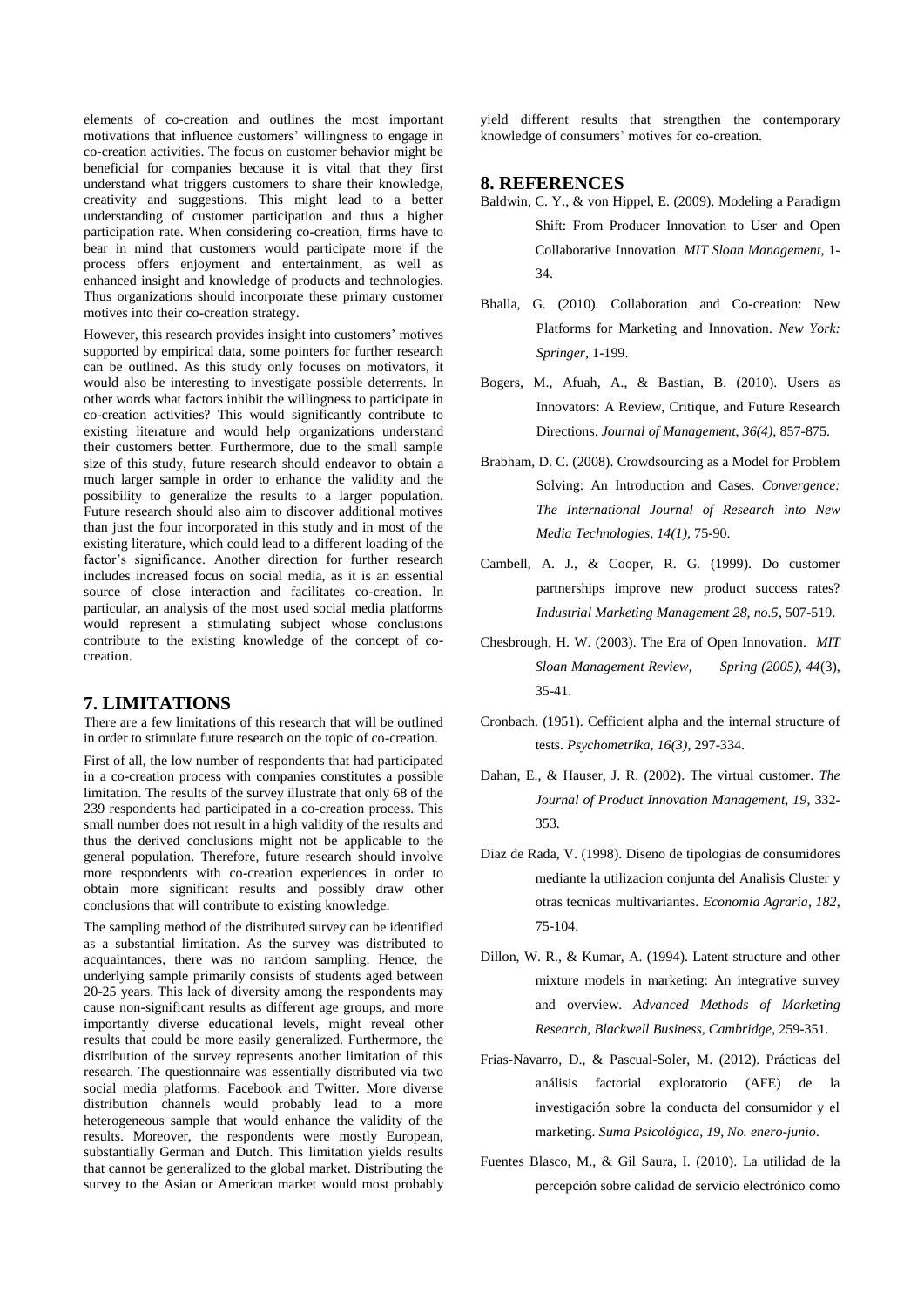elements of co-creation and outlines the most important motivations that influence customers' willingness to engage in co-creation activities. The focus on customer behavior might be beneficial for companies because it is vital that they first understand what triggers customers to share their knowledge, creativity and suggestions. This might lead to a better understanding of customer participation and thus a higher participation rate. When considering co-creation, firms have to bear in mind that customers would participate more if the process offers enjoyment and entertainment, as well as enhanced insight and knowledge of products and technologies. Thus organizations should incorporate these primary customer motives into their co-creation strategy.

However, this research provides insight into customers' motives supported by empirical data, some pointers for further research can be outlined. As this study only focuses on motivators, it would also be interesting to investigate possible deterrents. In other words what factors inhibit the willingness to participate in co-creation activities? This would significantly contribute to existing literature and would help organizations understand their customers better. Furthermore, due to the small sample size of this study, future research should endeavor to obtain a much larger sample in order to enhance the validity and the possibility to generalize the results to a larger population. Future research should also aim to discover additional motives than just the four incorporated in this study and in most of the existing literature, which could lead to a different loading of the factor's significance. Another direction for further research includes increased focus on social media, as it is an essential source of close interaction and facilitates co-creation. In particular, an analysis of the most used social media platforms would represent a stimulating subject whose conclusions contribute to the existing knowledge of the concept of co-creation.

## 7. LIMITATIONS

There are a few limitations of this research that will be outlined in order to stimulate future research on the topic of co-creation.

First of all, the low number of respondents that had participated in a co-creation process with companies constitutes a possible limitation. The results of the survey illustrate that only 68 of the 239 respondents had participated in a co-creation process. This small number does not result in a high validity of the results and thus the derived conclusions might not be applicable to the general population. Therefore, future research should involve more respondents with co-creation experiences in order to obtain more significant results and possibly draw other conclusions that will contribute to existing knowledge.

The sampling method of the distributed survey can be identified as a substantial limitation. As the survey was distributed to acquaintances, there was no random sampling. Hence, the underlying sample primarily consists of students aged between 20-25 years. This lack of diversity among the respondents may cause non-significant results as different age groups, and more importantly diverse educational levels, might reveal other results that could be more easily generalized. Furthermore, the distribution of the survey represents another limitation of this research. The questionnaire was essentially distributed via two social media platforms: Facebook and Twitter. More diverse distribution channels would probably lead to a more heterogeneous sample that would enhance the validity of the results. Moreover, the respondents were mostly European, substantially German and Dutch. This limitation yields results that cannot be generalized to the global market. Distributing the survey to the Asian or American market would most probably yield different results that strengthen the contemporary knowledge of consumers' motives for co-creation.

## 8. REFERENCES

Baldwin, C. Y., & von Hippel, E. (2009). Modeling a Paradigm Shift: From Producer Innovation to User and Open Collaborative Innovation. *MIT Sloan Management,* 1-34.

Bhalla, G. (2010). Collaboration and Co-creation: New Platforms for Marketing and Innovation. *New York: Springer*, 1-199.

Bogers, M., Afuah, A., & Bastian, B. (2010). Users as Innovators: A Review, Critique, and Future Research Directions. *Journal of Management, 36(4),* 857-875.

Brabham, D. C. (2008). Crowdsourcing as a Model for Problem Solving: An Introduction and Cases. *Convergence: The International Journal of Research into New Media Technologies, 14(1)*, 75-90.

Cambell, A. J., & Cooper, R. G. (1999). Do customer partnerships improve new product success rates? *Industrial Marketing Management 28, no.5*, 507-519.

Chesbrough, H. W. (2003). The Era of Open Innovation. *MIT Sloan Management Review, Spring (2005), 44*(3), 35-41.

Cronbach. (1951). Cefficient alpha and the internal structure of tests. *Psychometrika, 16(3),* 297-334.

Dahan, E., & Hauser, J. R. (2002). The virtual customer. *The Journal of Product Innovation Management, 19*, 332-353.

Diaz de Rada, V. (1998). Diseno de tipologias de consumidores mediante la utilizacion conjunta del Analisis Cluster y otras tecnicas multivariantes. *Economia Agraria, 182*, 75-104.

Dillon, W. R., & Kumar, A. (1994). Latent structure and other mixture models in marketing: An integrative survey and overview. *Advanced Methods of Marketing Research, Blackwell Business, Cambridge*, 259-351.

Frias-Navarro, D., & Pascual-Soler, M. (2012). Prácticas del análisis factorial exploratorio (AFE) de la investigación sobre la conducta del consumidor y el marketing. *Suma Psicológica, 19, No. enero-junio*.

Fuentes Blasco, M., & Gil Saura, I. (2010). La utilidad de la percepción sobre calidad de servicio electrónico como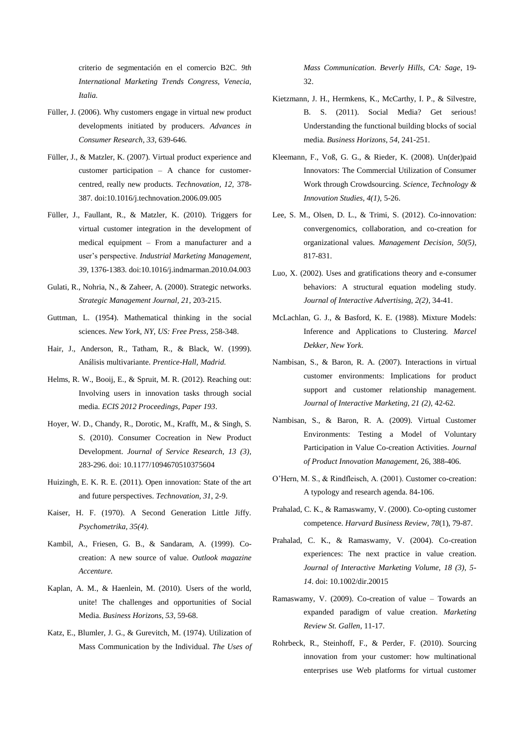criterio de segmentación en el comercio B2C. *9th International Marketing Trends Congress, Venecia, Italia.*

Füller, J. (2006). Why customers engage in virtual new product developments initiated by producers. *Advances in Consumer Research, 33*, 639-646.

Füller, J., & Matzler, K. (2007). Virtual product experience and customer participation – A chance for customer-centred, really new products. *Technovation, 12*, 378-387. doi:10.1016/j.technovation.2006.09.005

Füller, J., Faullant, R., & Matzler, K. (2010). Triggers for virtual customer integration in the development of medical equipment – From a manufacturer and a user's perspective. *Industrial Marketing Management, 39*, 1376-1383. doi:10.1016/j.indmarman.2010.04.003

Gulati, R., Nohria, N., & Zaheer, A. (2000). Strategic networks. *Strategic Management Journal, 21*, 203-215.

Guttman, L. (1954). Mathematical thinking in the social sciences. *New York, NY, US: Free Press*, 258-348.

Hair, J., Anderson, R., Tatham, R., & Black, W. (1999). Análisis multivariante. *Prentice-Hall, Madrid.*

Helms, R. W., Booij, E., & Spruit, M. R. (2012). Reaching out: Involving users in innovation tasks through social media. *ECIS 2012 Proceedings, Paper 193*.

Hoyer, W. D., Chandy, R., Dorotic, M., Krafft, M., & Singh, S. S. (2010). Consumer Cocreation in New Product Development. *Journal of Service Research, 13 (3)*, 283-296. doi: 10.1177/1094670510375604

Huizingh, E. K. R. E. (2011). Open innovation: State of the art and future perspectives. *Technovation, 31*, 2-9.

Kaiser, H. F. (1970). A Second Generation Little Jiffy. *Psychometrika, 35(4).*

Kambil, A., Friesen, G. B., & Sandaram, A. (1999). Co-creation: A new source of value. *Outlook magazine Accenture.*

Kaplan, A. M., & Haenlein, M. (2010). Users of the world, unite! The challenges and opportunities of Social Media. *Business Horizons, 53*, 59-68.

Katz, E., Blumler, J. G., & Gurevitch, M. (1974). Utilization of Mass Communication by the Individual. *The Uses of Mass Communication. Beverly Hills, CA: Sage*, 19-32.

Kietzmann, J. H., Hermkens, K., McCarthy, I. P., & Silvestre, B. S. (2011). Social Media? Get serious! Understanding the functional building blocks of social media. *Business Horizons, 54*, 241-251.

Kleemann, F., Voß, G. G., & Rieder, K. (2008). Un(der)paid Innovators: The Commercial Utilization of Consumer Work through Crowdsourcing. *Science, Technology & Innovation Studies, 4(1)*, 5-26.

Lee, S. M., Olsen, D. L., & Trimi, S. (2012). Co-innovation: convergenomics, collaboration, and co-creation for organizational values. *Management Decision, 50(5)*, 817-831.

Luo, X. (2002). Uses and gratifications theory and e-consumer behaviors: A structural equation modeling study. *Journal of Interactive Advertising, 2(2)*, 34-41.

McLachlan, G. J., & Basford, K. E. (1988). Mixture Models: Inference and Applications to Clustering. *Marcel Dekker, New York.*

Nambisan, S., & Baron, R. A. (2007). Interactions in virtual customer environments: Implications for product support and customer relationship management. *Journal of Interactive Marketing, 21 (2)*, 42-62.

Nambisan, S., & Baron, R. A. (2009). Virtual Customer Environments: Testing a Model of Voluntary Participation in Value Co-creation Activities. *Journal of Product Innovation Management,* 26, 388-406.

O'Hern, M. S., & Rindfleisch, A. (2001). Customer co-creation: A typology and research agenda. 84-106.

Prahalad, C. K., & Ramaswamy, V. (2000). Co-opting customer competence. *Harvard Business Review, 78*(1), 79-87.

Prahalad, C. K., & Ramaswamy, V. (2004). Co-creation experiences: The next practice in value creation. *Journal of Interactive Marketing Volume, 18 (3), 5-14*. doi: 10.1002/dir.20015

Ramaswamy, V. (2009). Co-creation of value – Towards an expanded paradigm of value creation. *Marketing Review St. Gallen,* 11-17.

Rohrbeck, R., Steinhoff, F., & Perder, F. (2010). Sourcing innovation from your customer: how multinational enterprises use Web platforms for virtual customer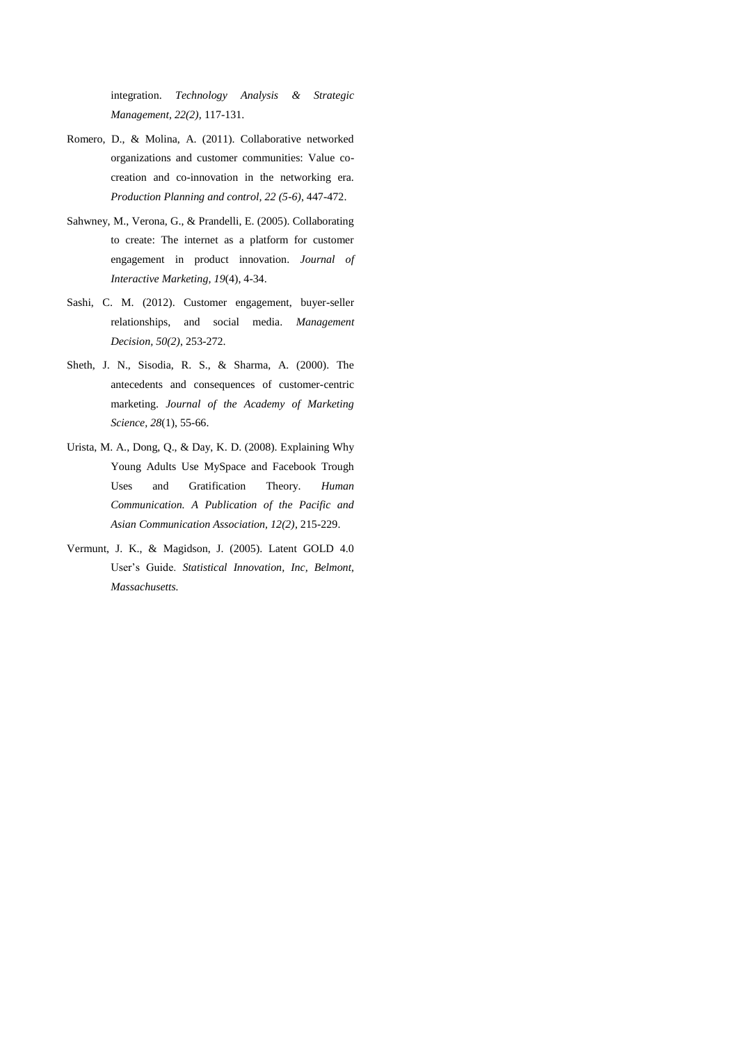integration. *Technology Analysis & Strategic Management*, *22(2)*, 117-131.

Romero, D., & Molina, A. (2011). Collaborative networked organizations and customer communities: Value co-creation and co-innovation in the networking era. *Production Planning and control, 22 (5-6)*, 447-472.

Sahwney, M., Verona, G., & Prandelli, E. (2005). Collaborating to create: The internet as a platform for customer engagement in product innovation. *Journal of Interactive Marketing*, *19*(4), 4-34.

Sashi, C. M. (2012). Customer engagement, buyer-seller relationships, and social media. *Management Decision, 50(2)*, 253-272.

Sheth, J. N., Sisodia, R. S., & Sharma, A. (2000). The antecedents and consequences of customer-centric marketing. *Journal of the Academy of Marketing Science, 28*(1), 55-66.

Urista, M. A., Dong, Q., & Day, K. D. (2008). Explaining Why Young Adults Use MySpace and Facebook Trough Uses and Gratification Theory. *Human Communication. A Publication of the Pacific and Asian Communication Association, 12(2)*, 215-229.

Vermunt, J. K., & Magidson, J. (2005). Latent GOLD 4.0 User's Guide. *Statistical Innovation, Inc, Belmont, Massachusetts.*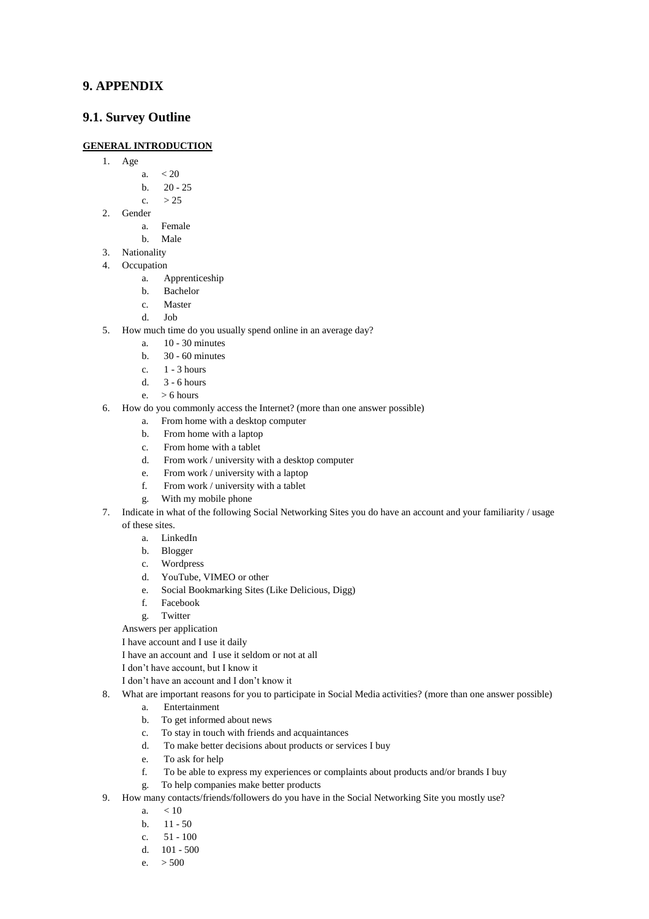# 9. APPENDIX

## 9.1. Survey Outline

**GENERAL INTRODUCTION**

1. Age
   a. < 20
   b. 20 - 25
   c. > 25
2. Gender
   a. Female
   b. Male
3. Nationality
4. Occupation
   a. Apprenticeship
   b. Bachelor
   c. Master
   d. Job
5. How much time do you usually spend online in an average day?
   a. 10 - 30 minutes
   b. 30 - 60 minutes
   c. 1 - 3 hours
   d. 3 - 6 hours
   e. > 6 hours
6. How do you commonly access the Internet? (more than one answer possible)
   a. From home with a desktop computer
   b. From home with a laptop
   c. From home with a tablet
   d. From work / university with a desktop computer
   e. From work / university with a laptop
   f. From work / university with a tablet
   g. With my mobile phone
7. Indicate in what of the following Social Networking Sites you do have an account and your familiarity / usage of these sites.
   a. LinkedIn
   b. Blogger
   c. Wordpress
   d. YouTube, VIMEO or other
   e. Social Bookmarking Sites (Like Delicious, Digg)
   f. Facebook
   g. Twitter

   Answers per application

   I have account and I use it daily

   I have an account and I use it seldom or not at all

   I don't have account, but I know it

   I don't have an account and I don't know it
8. What are important reasons for you to participate in Social Media activities? (more than one answer possible)
   a. Entertainment
   b. To get informed about news
   c. To stay in touch with friends and acquaintances
   d. To make better decisions about products or services I buy
   e. To ask for help
   f. To be able to express my experiences or complaints about products and/or brands I buy
   g. To help companies make better products
9. How many contacts/friends/followers do you have in the Social Networking Site you mostly use?
   a. < 10
   b. 11 - 50
   c. 51 - 100
   d. 101 - 500
   e. > 500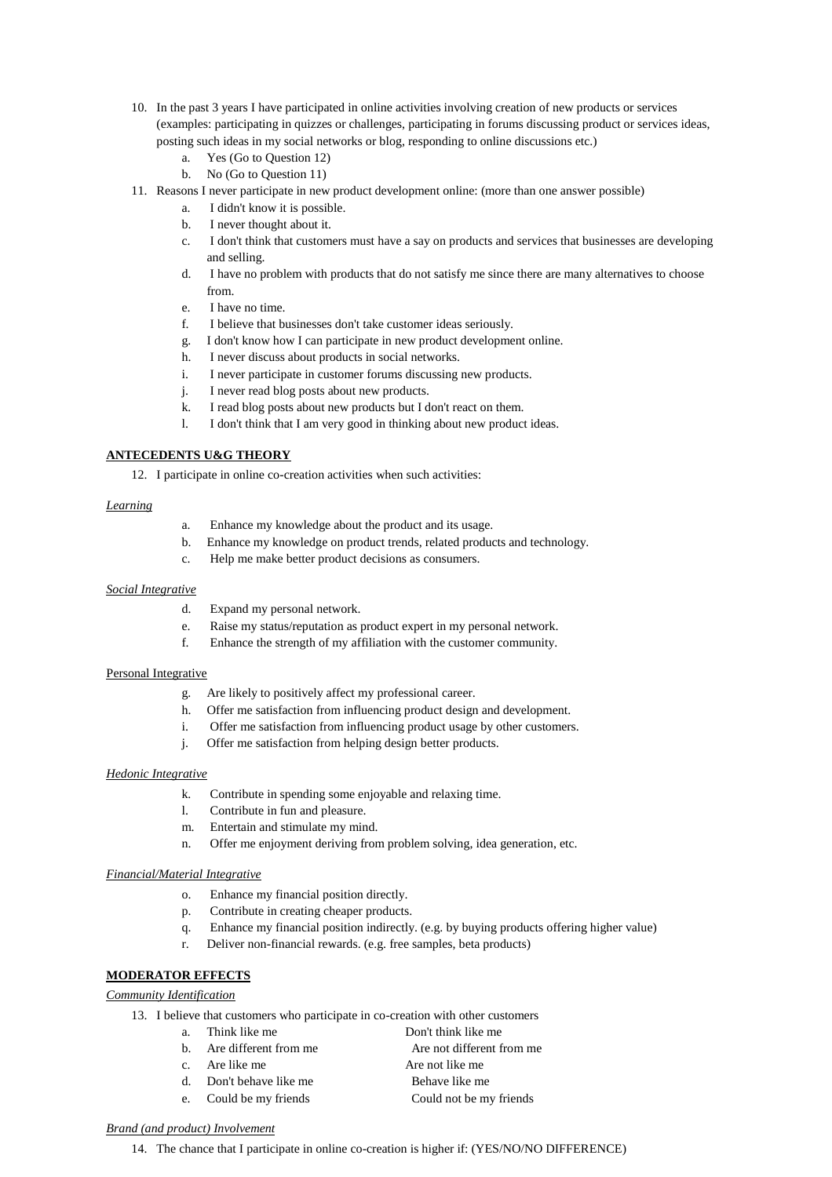10. In the past 3 years I have participated in online activities involving creation of new products or services (examples: participating in quizzes or challenges, participating in forums discussing product or services ideas, posting such ideas in my social networks or blog, responding to online discussions etc.)
    a. Yes (Go to Question 12)
    b. No (Go to Question 11)
11. Reasons I never participate in new product development online: (more than one answer possible)
    a. I didn't know it is possible.
    b. I never thought about it.
    c. I don't think that customers must have a say on products and services that businesses are developing and selling.
    d. I have no problem with products that do not satisfy me since there are many alternatives to choose from.
    e. I have no time.
    f. I believe that businesses don't take customer ideas seriously.
    g. I don't know how I can participate in new product development online.
    h. I never discuss about products in social networks.
    i. I never participate in customer forums discussing new products.
    j. I never read blog posts about new products.
    k. I read blog posts about new products but I don't react on them.
    l. I don't think that I am very good in thinking about new product ideas.

**ANTECEDENTS U&G THEORY**

12. I participate in online co-creation activities when such activities:

*Learning*

a. Enhance my knowledge about the product and its usage.
b. Enhance my knowledge on product trends, related products and technology.
c. Help me make better product decisions as consumers.

*Social Integrative*

d. Expand my personal network.
e. Raise my status/reputation as product expert in my personal network.
f. Enhance the strength of my affiliation with the customer community.

Personal Integrative

g. Are likely to positively affect my professional career.
h. Offer me satisfaction from influencing product design and development.
i. Offer me satisfaction from influencing product usage by other customers.
j. Offer me satisfaction from helping design better products.

*Hedonic Integrative*

k. Contribute in spending some enjoyable and relaxing time.
l. Contribute in fun and pleasure.
m. Entertain and stimulate my mind.
n. Offer me enjoyment deriving from problem solving, idea generation, etc.

*Financial/Material Integrative*

o. Enhance my financial position directly.
p. Contribute in creating cheaper products.
q. Enhance my financial position indirectly. (e.g. by buying products offering higher value)
r. Deliver non-financial rewards. (e.g. free samples, beta products)

**MODERATOR EFFECTS**

*Community Identification*

13. I believe that customers who participate in co-creation with other customers

| | | |
|---|---|---|
| a. | Think like me | Don't think like me |
| b. | Are different from me | Are not different from me |
| c. | Are like me | Are not like me |
| d. | Don't behave like me | Behave like me |
| e. | Could be my friends | Could not be my friends |

*Brand (and product) Involvement*

14. The chance that I participate in online co-creation is higher if: (YES/NO/NO DIFFERENCE)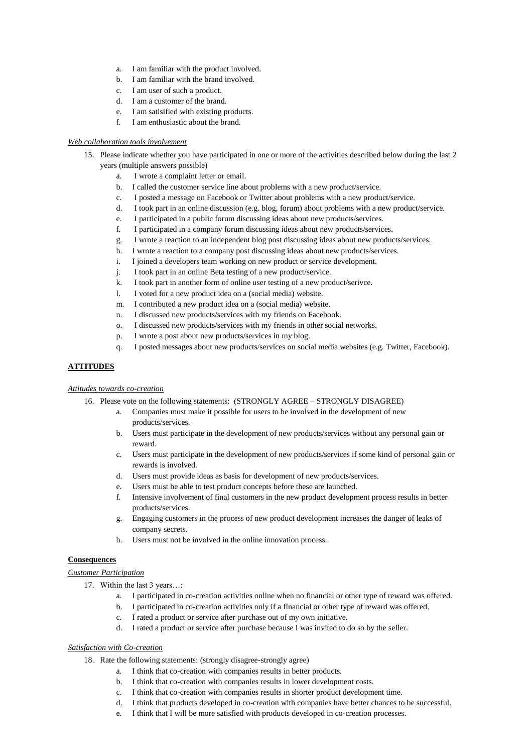a. I am familiar with the product involved.
b. I am familiar with the brand involved.
c. I am user of such a product.
d. I am a customer of the brand.
e. I am satisified with existing products.
f. I am enthusiastic about the brand.

*Web collaboration tools involvement*

15. Please indicate whether you have participated in one or more of the activities described below during the last 2 years (multiple answers possible)
    a. I wrote a complaint letter or email.
    b. I called the customer service line about problems with a new product/service.
    c. I posted a message on Facebook or Twitter about problems with a new product/service.
    d. I took part in an online discussion (e.g. blog, forum) about problems with a new product/service.
    e. I participated in a public forum discussing ideas about new products/services.
    f. I participated in a company forum discussing ideas about new products/services.
    g. I wrote a reaction to an independent blog post discussing ideas about new products/services.
    h. I wrote a reaction to a company post discussing ideas about new products/services.
    i. I joined a developers team working on new product or service development.
    j. I took part in an online Beta testing of a new product/service.
    k. I took part in another form of online user testing of a new product/serivce.
    l. I voted for a new product idea on a (social media) website.
    m. I contributed a new product idea on a (social media) website.
    n. I discussed new products/services with my friends on Facebook.
    o. I discussed new products/services with my friends in other social networks.
    p. I wrote a post about new products/services in my blog.
    q. I posted messages about new products/services on social media websites (e.g. Twitter, Facebook).

**ATTITUDES**

*Attitudes towards co-creation*

16. Please vote on the following statements: (STRONGLY AGREE – STRONGLY DISAGREE)
    a. Companies must make it possible for users to be involved in the development of new products/services.
    b. Users must participate in the development of new products/services without any personal gain or reward.
    c. Users must participate in the development of new products/services if some kind of personal gain or rewards is involved.
    d. Users must provide ideas as basis for development of new products/services.
    e. Users must be able to test product concepts before these are launched.
    f. Intensive involvement of final customers in the new product development process results in better products/services.
    g. Engaging customers in the process of new product development increases the danger of leaks of company secrets.
    h. Users must not be involved in the online innovation process.

**Consequences**

*Customer Participation*

17. Within the last 3 years…:
    a. I participated in co-creation activities online when no financial or other type of reward was offered.
    b. I participated in co-creation activities only if a financial or other type of reward was offered.
    c. I rated a product or service after purchase out of my own initiative.
    d. I rated a product or service after purchase because I was invited to do so by the seller.

*Satisfaction with Co-creation*

18. Rate the following statements: (strongly disagree-strongly agree)
    a. I think that co-creation with companies results in better products.
    b. I think that co-creation with companies results in lower development costs.
    c. I think that co-creation with companies results in shorter product development time.
    d. I think that products developed in co-creation with companies have better chances to be successful.
    e. I think that I will be more satisfied with products developed in co-creation processes.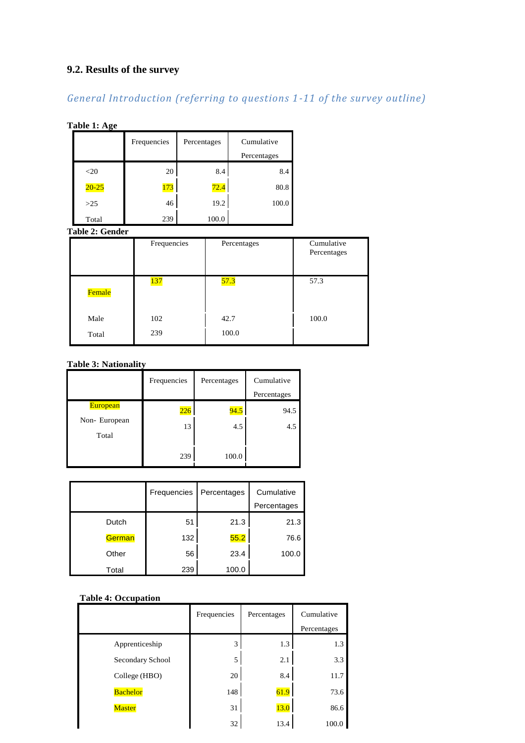### 9.2. Results of the survey

*General Introduction (referring to questions 1-11 of the survey outline)*

**Table 1: Age**

| | Frequencies | Percentages | Cumulative Percentages |
|---|---|---|---|
| <20 | 20 | 8.4 | 8.4 |
| 20-25 | 173 | 72.4 | 80.8 |
| >25 | 46 | 19.2 | 100.0 |
| Total | 239 | 100.0 | |

**Table 2: Gender**

| | Frequencies | Percentages | Cumulative Percentages |
|---|---|---|---|
| Female | 137 | 57.3 | 57.3 |
| Male | 102 | 42.7 | 100.0 |
| Total | 239 | 100.0 | |

**Table 3: Nationality**

| | Frequencies | Percentages | Cumulative Percentages |
|---|---|---|---|
| European | 226 | 94.5 | 94.5 |
| Non- European | 13 | 4.5 | 4.5 |
| Total | 239 | 100.0 | |

| | Frequencies | Percentages | Cumulative Percentages |
|---|---|---|---|
| Dutch | 51 | 21.3 | 21.3 |
| German | 132 | 55.2 | 76.6 |
| Other | 56 | 23.4 | 100.0 |
| Total | 239 | 100.0 | |

**Table 4: Occupation**

| | Frequencies | Percentages | Cumulative Percentages |
|---|---|---|---|
| Apprenticeship | 3 | 1.3 | 1.3 |
| Secondary School | 5 | 2.1 | 3.3 |
| College (HBO) | 20 | 8.4 | 11.7 |
| Bachelor | 148 | 61.9 | 73.6 |
| Master | 31 | 13.0 | 86.6 |
| | 32 | 13.4 | 100.0 |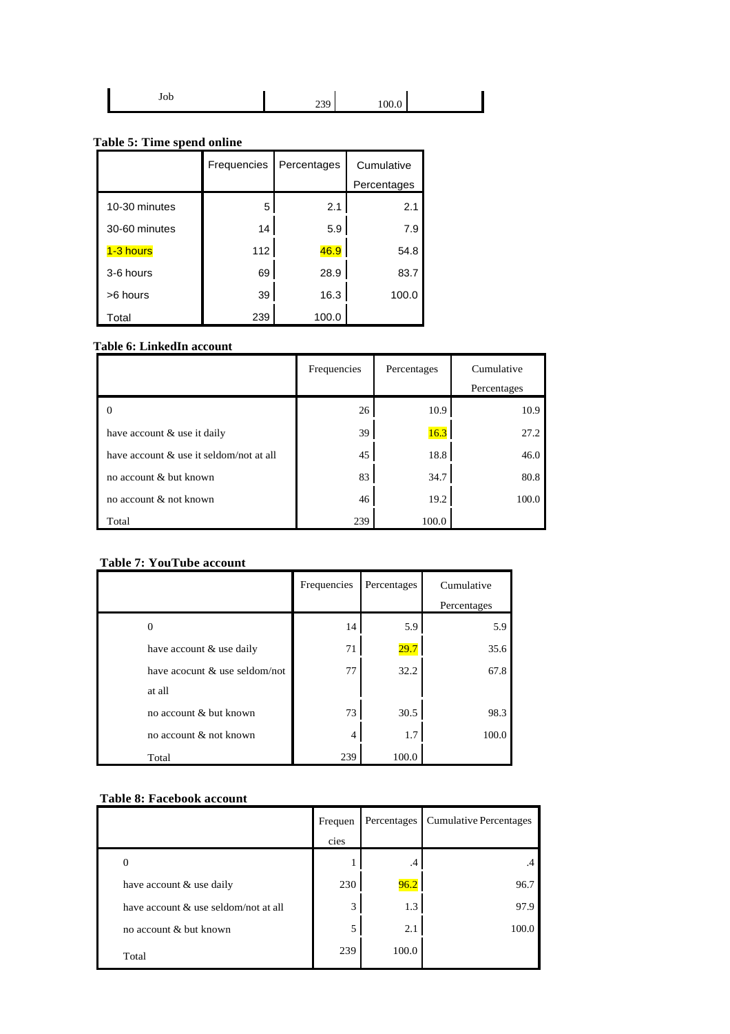| Job | 239 | 100.0 | |
|---|---|---|---|

**Table 5: Time spend online**

| | Frequencies | Percentages | Cumulative Percentages |
|---|---|---|---|
| 10-30 minutes | 5 | 2.1 | 2.1 |
| 30-60 minutes | 14 | 5.9 | 7.9 |
| 1-3 hours | 112 | 46.9 | 54.8 |
| 3-6 hours | 69 | 28.9 | 83.7 |
| >6 hours | 39 | 16.3 | 100.0 |
| Total | 239 | 100.0 | |

**Table 6: LinkedIn account**

| | Frequencies | Percentages | Cumulative Percentages |
|---|---|---|---|
| 0 | 26 | 10.9 | 10.9 |
| have account & use it daily | 39 | 16.3 | 27.2 |
| have account & use it seldom/not at all | 45 | 18.8 | 46.0 |
| no account & but known | 83 | 34.7 | 80.8 |
| no account & not known | 46 | 19.2 | 100.0 |
| Total | 239 | 100.0 | |

**Table 7: YouTube account**

| | Frequencies | Percentages | Cumulative Percentages |
|---|---|---|---|
| 0 | 14 | 5.9 | 5.9 |
| have account & use daily | 71 | 29.7 | 35.6 |
| have acocunt & use seldom/not at all | 77 | 32.2 | 67.8 |
| no account & but known | 73 | 30.5 | 98.3 |
| no account & not known | 4 | 1.7 | 100.0 |
| Total | 239 | 100.0 | |

**Table 8: Facebook account**

| | Frequencies | Percentages | Cumulative Percentages |
|---|---|---|---|
| 0 | 1 | .4 | .4 |
| have account & use daily | 230 | 96.2 | 96.7 |
| have account & use seldom/not at all | 3 | 1.3 | 97.9 |
| no account & but known | 5 | 2.1 | 100.0 |
| Total | 239 | 100.0 | |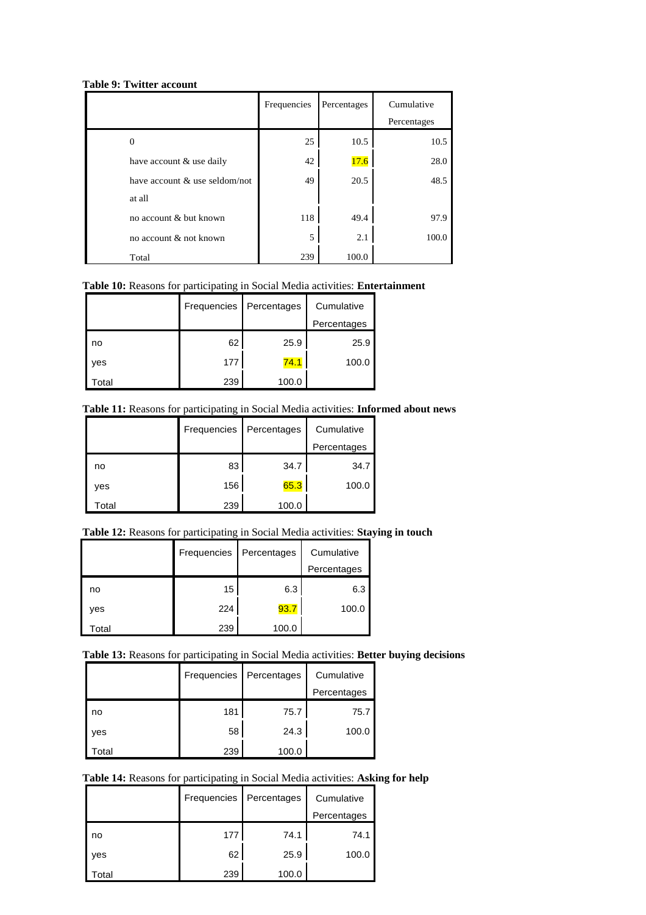**Table 9: Twitter account**

| | Frequencies | Percentages | Cumulative Percentages |
|---|---|---|---|
| 0 | 25 | 10.5 | 10.5 |
| have account & use daily | 42 | 17.6 | 28.0 |
| have account & use seldom/not at all | 49 | 20.5 | 48.5 |
| no account & but known | 118 | 49.4 | 97.9 |
| no account & not known | 5 | 2.1 | 100.0 |
| Total | 239 | 100.0 | |

**Table 10:** Reasons for participating in Social Media activities: **Entertainment**

| | Frequencies | Percentages | Cumulative Percentages |
|---|---|---|---|
| no | 62 | 25.9 | 25.9 |
| yes | 177 | 74.1 | 100.0 |
| Total | 239 | 100.0 | |

**Table 11:** Reasons for participating in Social Media activities: **Informed about news**

| | Frequencies | Percentages | Cumulative Percentages |
|---|---|---|---|
| no | 83 | 34.7 | 34.7 |
| yes | 156 | 65.3 | 100.0 |
| Total | 239 | 100.0 | |

**Table 12:** Reasons for participating in Social Media activities: **Staying in touch**

| | Frequencies | Percentages | Cumulative Percentages |
|---|---|---|---|
| no | 15 | 6.3 | 6.3 |
| yes | 224 | 93.7 | 100.0 |
| Total | 239 | 100.0 | |

**Table 13:** Reasons for participating in Social Media activities: **Better buying decisions**

| | Frequencies | Percentages | Cumulative Percentages |
|---|---|---|---|
| no | 181 | 75.7 | 75.7 |
| yes | 58 | 24.3 | 100.0 |
| Total | 239 | 100.0 | |

**Table 14:** Reasons for participating in Social Media activities: **Asking for help**

| | Frequencies | Percentages | Cumulative Percentages |
|---|---|---|---|
| no | 177 | 74.1 | 74.1 |
| yes | 62 | 25.9 | 100.0 |
| Total | 239 | 100.0 | |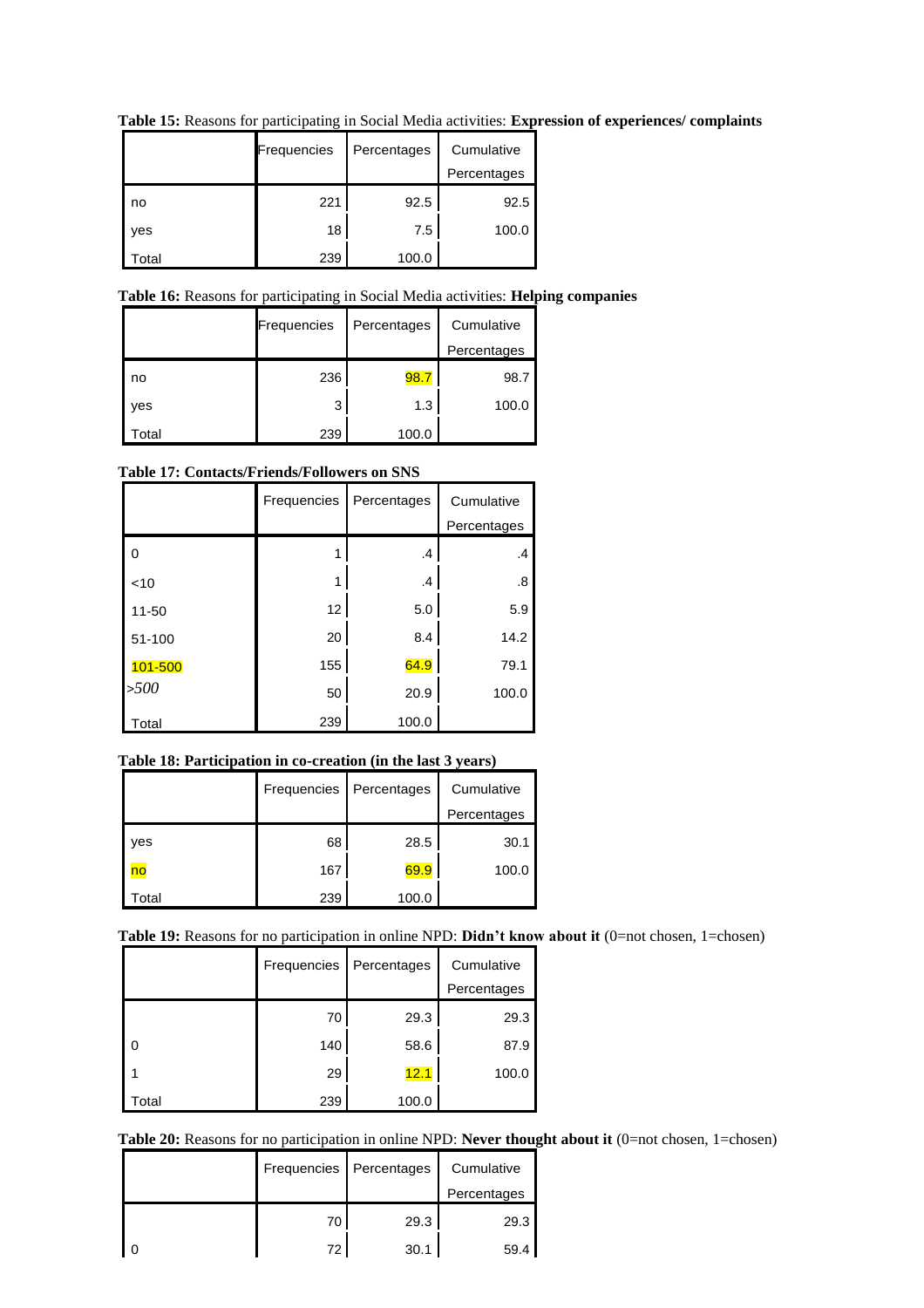**Table 15:** Reasons for participating in Social Media activities: **Expression of experiences/ complaints**

| | Frequencies | Percentages | Cumulative Percentages |
|---|---|---|---|
| no | 221 | 92.5 | 92.5 |
| yes | 18 | 7.5 | 100.0 |
| Total | 239 | 100.0 | |

**Table 16:** Reasons for participating in Social Media activities: **Helping companies**

| | Frequencies | Percentages | Cumulative Percentages |
|---|---|---|---|
| no | 236 | 98.7 | 98.7 |
| yes | 3 | 1.3 | 100.0 |
| Total | 239 | 100.0 | |

**Table 17: Contacts/Friends/Followers on SNS**

| | Frequencies | Percentages | Cumulative Percentages |
|---|---|---|---|
| 0 | 1 | .4 | .4 |
| <10 | 1 | .4 | .8 |
| 11-50 | 12 | 5.0 | 5.9 |
| 51-100 | 20 | 8.4 | 14.2 |
| 101-500 | 155 | 64.9 | 79.1 |
| >500 | 50 | 20.9 | 100.0 |
| Total | 239 | 100.0 | |

**Table 18: Participation in co-creation (in the last 3 years)**

| | Frequencies | Percentages | Cumulative Percentages |
|---|---|---|---|
| yes | 68 | 28.5 | 30.1 |
| no | 167 | 69.9 | 100.0 |
| Total | 239 | 100.0 | |

**Table 19:** Reasons for no participation in online NPD: **Didn't know about it** (0=not chosen, 1=chosen)

| | Frequencies | Percentages | Cumulative Percentages |
|---|---|---|---|
| | 70 | 29.3 | 29.3 |
| 0 | 140 | 58.6 | 87.9 |
| 1 | 29 | 12.1 | 100.0 |
| Total | 239 | 100.0 | |

**Table 20:** Reasons for no participation in online NPD: **Never thought about it** (0=not chosen, 1=chosen)

| | Frequencies | Percentages | Cumulative Percentages |
|---|---|---|---|
| | 70 | 29.3 | 29.3 |
| 0 | 72 | 30.1 | 59.4 |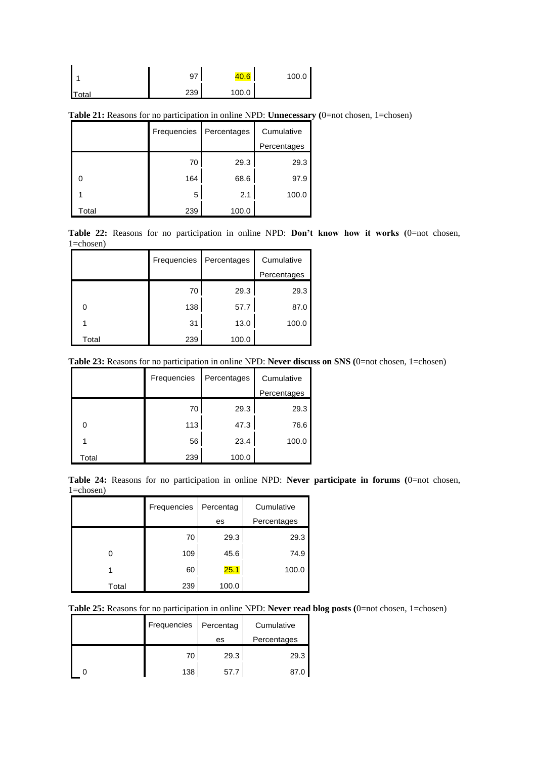| | | | |
|---|---|---|---|
| 1 | 97 | 40.6 | 100.0 |
| Total | 239 | 100.0 | |

**Table 21:** Reasons for no participation in online NPD: **Unnecessary (**0=not chosen, 1=chosen)

| | Frequencies | Percentages | Cumulative Percentages |
|---|---|---|---|
| | 70 | 29.3 | 29.3 |
| 0 | 164 | 68.6 | 97.9 |
| 1 | 5 | 2.1 | 100.0 |
| Total | 239 | 100.0 | |

**Table 22:** Reasons for no participation in online NPD: **Don't know how it works (**0=not chosen, 1=chosen)

| | Frequencies | Percentages | Cumulative Percentages |
|---|---|---|---|
| | 70 | 29.3 | 29.3 |
| 0 | 138 | 57.7 | 87.0 |
| 1 | 31 | 13.0 | 100.0 |
| Total | 239 | 100.0 | |

**Table 23:** Reasons for no participation in online NPD: **Never discuss on SNS (**0=not chosen, 1=chosen)

| | Frequencies | Percentages | Cumulative Percentages |
|---|---|---|---|
| | 70 | 29.3 | 29.3 |
| 0 | 113 | 47.3 | 76.6 |
| 1 | 56 | 23.4 | 100.0 |
| Total | 239 | 100.0 | |

**Table 24:** Reasons for no participation in online NPD: **Never participate in forums (**0=not chosen, 1=chosen)

| | Frequencies | Percentages | Cumulative Percentages |
|---|---|---|---|
| | 70 | 29.3 | 29.3 |
| 0 | 109 | 45.6 | 74.9 |
| 1 | 60 | 25.1 | 100.0 |
| Total | 239 | 100.0 | |

**Table 25:** Reasons for no participation in online NPD: **Never read blog posts (**0=not chosen, 1=chosen)

| | Frequencies | Percentages | Cumulative Percentages |
|---|---|---|---|
| | 70 | 29.3 | 29.3 |
| 0 | 138 | 57.7 | 87.0 |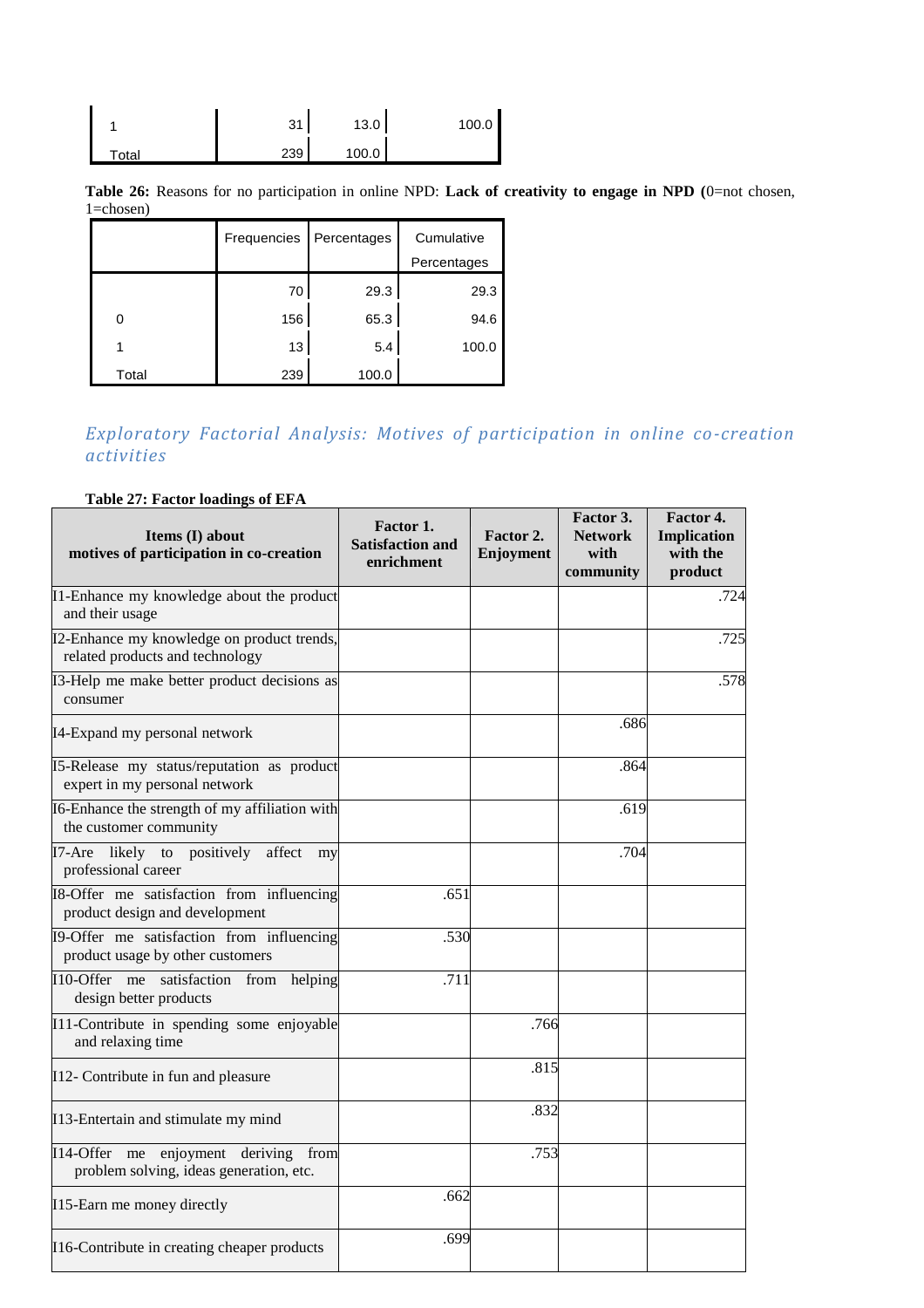| | Frequencies | Percentages | Cumulative Percentages |
|---|---|---|---|
| 1 | 31 | 13.0 | 100.0 |
| Total | 239 | 100.0 | |

**Table 26:** Reasons for no participation in online NPD: **Lack of creativity to engage in NPD (**0=not chosen, 1=chosen)

| | Frequencies | Percentages | Cumulative Percentages |
|---|---|---|---|
| | 70 | 29.3 | 29.3 |
| 0 | 156 | 65.3 | 94.6 |
| 1 | 13 | 5.4 | 100.0 |
| Total | 239 | 100.0 | |

## *Exploratory Factorial Analysis: Motives of participation in online co-creation activities*

**Table 27: Factor loadings of EFA**

| Items (I) about motives of participation in co-creation | Factor 1. Satisfaction and enrichment | Factor 2. Enjoyment | Factor 3. Network with community | Factor 4. Implication with the product |
|---|---|---|---|---|
| I1-Enhance my knowledge about the product and their usage | | | | .724 |
| I2-Enhance my knowledge on product trends, related products and technology | | | | .725 |
| I3-Help me make better product decisions as consumer | | | | .578 |
| I4-Expand my personal network | | | .686 | |
| I5-Release my status/reputation as product expert in my personal network | | | .864 | |
| I6-Enhance the strength of my affiliation with the customer community | | | .619 | |
| I7-Are likely to positively affect my professional career | | | .704 | |
| I8-Offer me satisfaction from influencing product design and development | .651 | | | |
| I9-Offer me satisfaction from influencing product usage by other customers | .530 | | | |
| I10-Offer me satisfaction from helping design better products | .711 | | | |
| I11-Contribute in spending some enjoyable and relaxing time | | .766 | | |
| I12- Contribute in fun and pleasure | | .815 | | |
| I13-Entertain and stimulate my mind | | .832 | | |
| I14-Offer me enjoyment deriving from problem solving, ideas generation, etc. | | .753 | | |
| I15-Earn me money directly | .662 | | | |
| I16-Contribute in creating cheaper products | .699 | | | |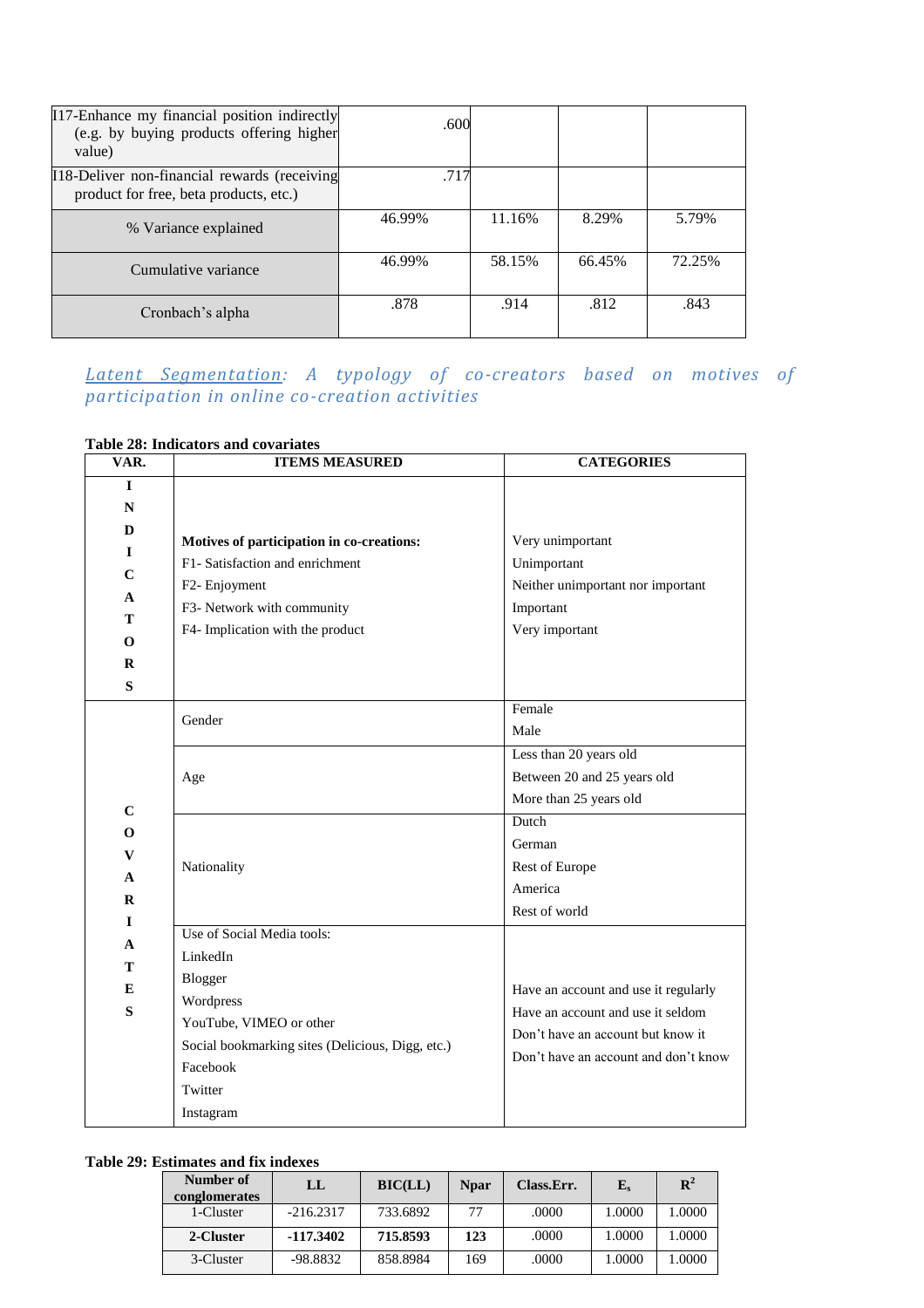| | | | | |
|---|---|---|---|---|
| I17-Enhance my financial position indirectly (e.g. by buying products offering higher value) | .600 | | | |
| I18-Deliver non-financial rewards (receiving product for free, beta products, etc.) | .717 | | | |
| % Variance explained | 46.99% | 11.16% | 8.29% | 5.79% |
| Cumulative variance | 46.99% | 58.15% | 66.45% | 72.25% |
| Cronbach's alpha | .878 | .914 | .812 | .843 |

### *Latent Segmentation: A typology of co-creators based on motives of participation in online co-creation activities*

**Table 28: Indicators and covariates**

| VAR. | ITEMS MEASURED | CATEGORIES |
|---|---|---|
| INDICATORS | **Motives of participation in co-creations:**<br>F1- Satisfaction and enrichment<br>F2- Enjoyment<br>F3- Network with community<br>F4- Implication with the product | Very unimportant<br>Unimportant<br>Neither unimportant nor important<br>Important<br>Very important |
| COVARIATES | Gender | Female<br>Male |
| | Age | Less than 20 years old<br>Between 20 and 25 years old<br>More than 25 years old |
| | Nationality | Dutch<br>German<br>Rest of Europe<br>America<br>Rest of world |
| | Use of Social Media tools:<br>LinkedIn<br>Blogger<br>Wordpress<br>YouTube, VIMEO or other<br>Social bookmarking sites (Delicious, Digg, etc.)<br>Facebook<br>Twitter<br>Instagram | Have an account and use it regularly<br>Have an account and use it seldom<br>Don't have an account but know it<br>Don't have an account and don't know |

**Table 29: Estimates and fix indexes**

| Number of conglomerates | LL | BIC(LL) | Npar | Class.Err. | $E_s$ | $R^2$ |
|---|---|---|---|---|---|---|
| 1-Cluster | -216.2317 | 733.6892 | 77 | .0000 | 1.0000 | 1.0000 |
| **2-Cluster** | **-117.3402** | **715.8593** | **123** | .0000 | 1.0000 | 1.0000 |
| 3-Cluster | -98.8832 | 858.8984 | 169 | .0000 | 1.0000 | 1.0000 |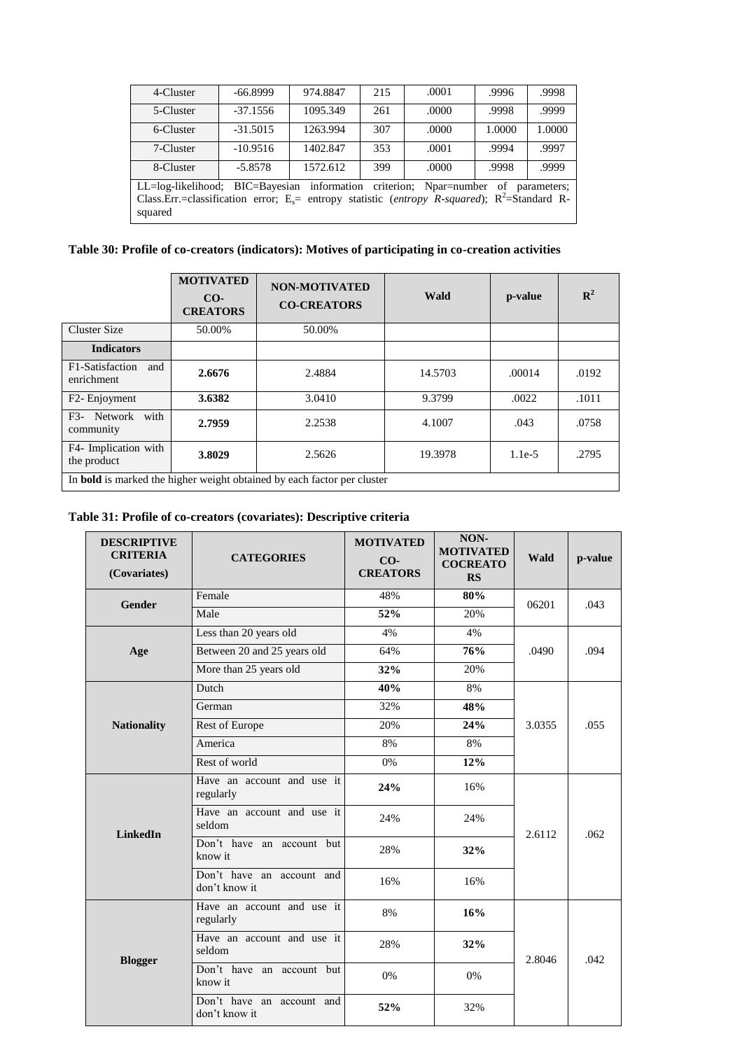| 4-Cluster | -66.8999 | 974.8847 | 215 | .0001 | .9996 | .9998 |
|---|---|---|---|---|---|---|
| 5-Cluster | -37.1556 | 1095.349 | 261 | .0000 | .9998 | .9999 |
| 6-Cluster | -31.5015 | 1263.994 | 307 | .0000 | 1.0000 | 1.0000 |
| 7-Cluster | -10.9516 | 1402.847 | 353 | .0001 | .9994 | .9997 |
| 8-Cluster | -5.8578 | 1572.612 | 399 | .0000 | .9998 | .9999 |

LL=log-likelihood; BIC=Bayesian information criterion; Npar=number of parameters; Class.Err.=classification error; $E_s$= entropy statistic (*entropy R-squared*); $R^2$=Standard R-squared

**Table 30: Profile of co-creators (indicators): Motives of participating in co-creation activities**

| | MOTIVATED CO-CREATORS | NON-MOTIVATED CO-CREATORS | Wald | p-value | $R^2$ |
|---|---|---|---|---|---|
| Cluster Size | 50.00% | 50.00% | | | |
| **Indicators** | | | | | |
| F1-Satisfaction and enrichment | **2.6676** | 2.4884 | 14.5703 | .00014 | .0192 |
| F2- Enjoyment | **3.6382** | 3.0410 | 9.3799 | .0022 | .1011 |
| F3- Network with community | **2.7959** | 2.2538 | 4.1007 | .043 | .0758 |
| F4- Implication with the product | **3.8029** | 2.5626 | 19.3978 | 1.1e-5 | .2795 |

In **bold** is marked the higher weight obtained by each factor per cluster

**Table 31: Profile of co-creators (covariates): Descriptive criteria**

| DESCRIPTIVE CRITERIA (Covariates) | CATEGORIES | MOTIVATED CO-CREATORS | NON-MOTIVATED COCREATORS | Wald | p-value |
|---|---|---|---|---|---|
| **Gender** | Female | 48% | **80%** | 06201 | .043 |
| | Male | **52%** | 20% | | |
| **Age** | Less than 20 years old | 4% | 4% | .0490 | .094 |
| | Between 20 and 25 years old | 64% | **76%** | | |
| | More than 25 years old | **32%** | 20% | | |
| **Nationality** | Dutch | **40%** | 8% | 3.0355 | .055 |
| | German | 32% | **48%** | | |
| | Rest of Europe | 20% | **24%** | | |
| | America | 8% | 8% | | |
| | Rest of world | 0% | **12%** | | |
| **LinkedIn** | Have an account and use it regularly | **24%** | 16% | 2.6112 | .062 |
| | Have an account and use it seldom | 24% | 24% | | |
| | Don't have an account but know it | 28% | **32%** | | |
| | Don't have an account and don't know it | 16% | 16% | | |
| **Blogger** | Have an account and use it regularly | 8% | **16%** | 2.8046 | .042 |
| | Have an account and use it seldom | 28% | **32%** | | |
| | Don't have an account but know it | 0% | 0% | | |
| | Don't have an account and don't know it | **52%** | 32% | | |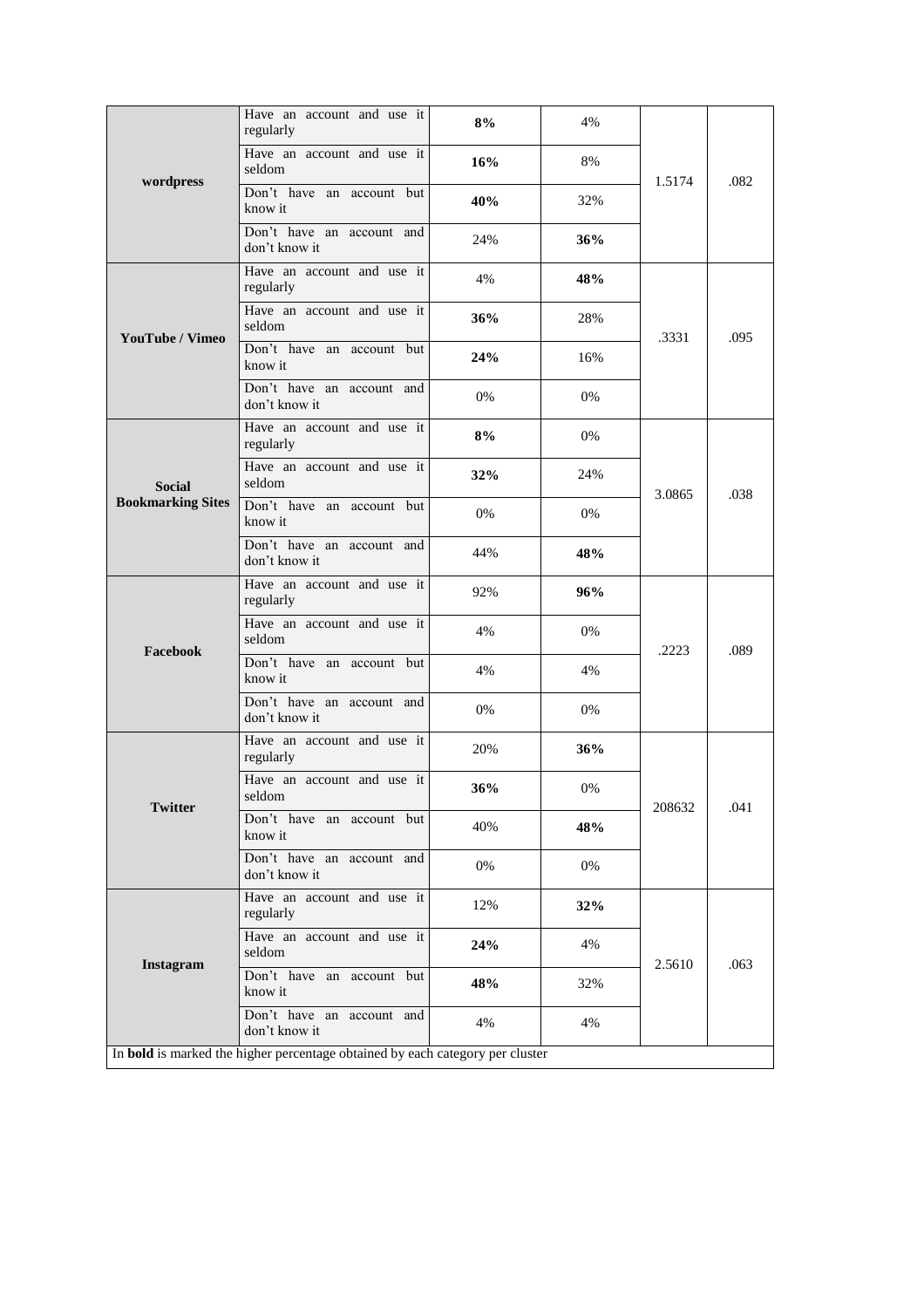| | | | | | |
|---|---|---|---|---|---|
| **wordpress** | Have an account and use it regularly | **8%** | 4% | 1.5174 | .082 |
| | Have an account and use it seldom | **16%** | 8% | | |
| | Don't have an account but know it | **40%** | 32% | | |
| | Don't have an account and don't know it | 24% | **36%** | | |
| **YouTube / Vimeo** | Have an account and use it regularly | 4% | **48%** | .3331 | .095 |
| | Have an account and use it seldom | **36%** | 28% | | |
| | Don't have an account but know it | **24%** | 16% | | |
| | Don't have an account and don't know it | 0% | 0% | | |
| **Social Bookmarking Sites** | Have an account and use it regularly | **8%** | 0% | 3.0865 | .038 |
| | Have an account and use it seldom | **32%** | 24% | | |
| | Don't have an account but know it | 0% | 0% | | |
| | Don't have an account and don't know it | 44% | **48%** | | |
| **Facebook** | Have an account and use it regularly | 92% | **96%** | .2223 | .089 |
| | Have an account and use it seldom | 4% | 0% | | |
| | Don't have an account but know it | 4% | 4% | | |
| | Don't have an account and don't know it | 0% | 0% | | |
| **Twitter** | Have an account and use it regularly | 20% | **36%** | 208632 | .041 |
| | Have an account and use it seldom | **36%** | 0% | | |
| | Don't have an account but know it | 40% | **48%** | | |
| | Don't have an account and don't know it | 0% | 0% | | |
| **Instagram** | Have an account and use it regularly | 12% | **32%** | 2.5610 | .063 |
| | Have an account and use it seldom | **24%** | 4% | | |
| | Don't have an account but know it | **48%** | 32% | | |
| | Don't have an account and don't know it | 4% | 4% | | |

In **bold** is marked the higher percentage obtained by each category per cluster